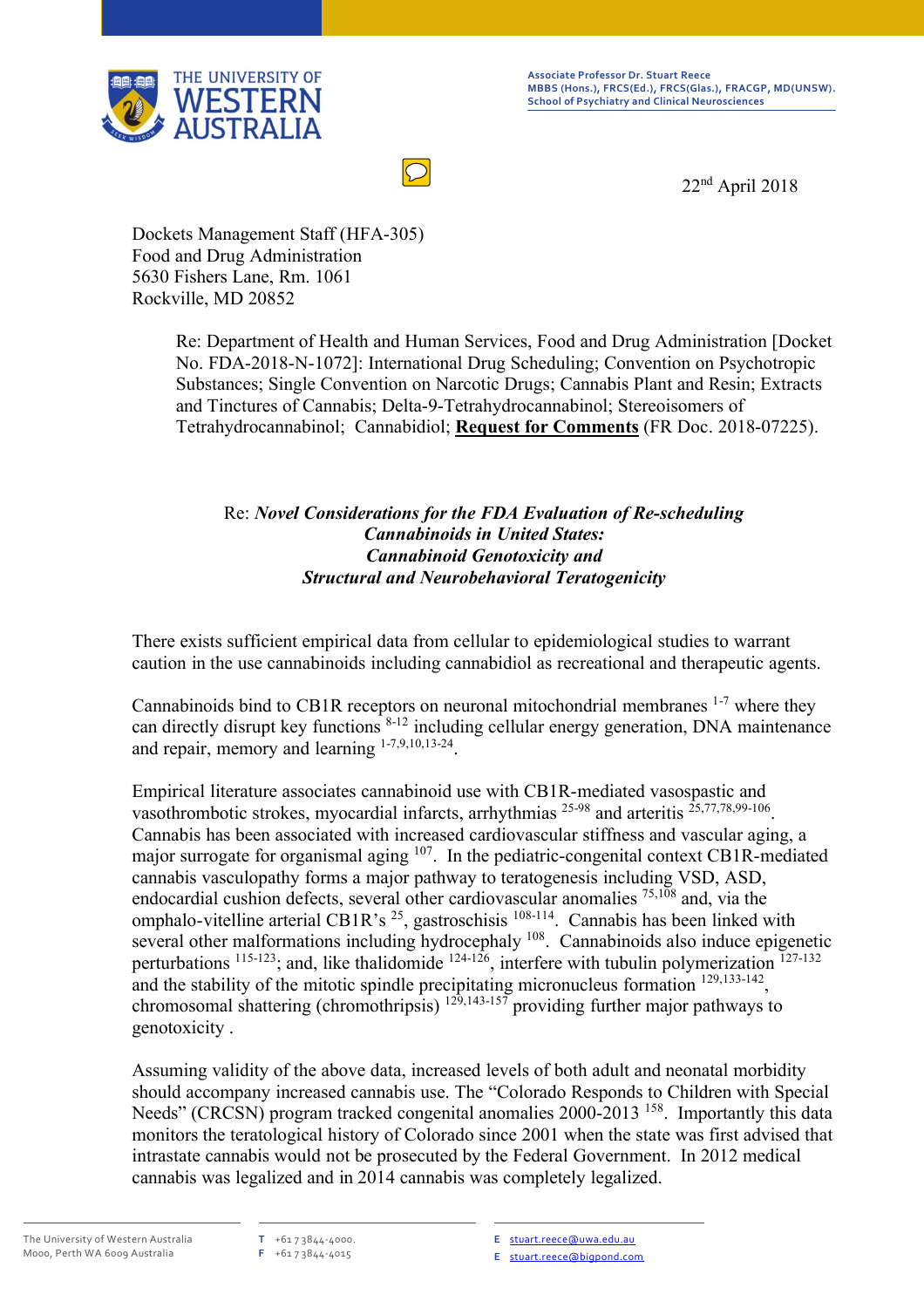THE UNIVERSITY OF WESTERN AUSTRALIA

**Associate Professor Dr. Stuart Reece**
**MBBS (Hons.), FRCS(Ed.), FRCS(Glas.), FRACGP, MD(UNSW).**
**School of Psychiatry and Clinical Neurosciences**

22[nd] April 2018

Dockets Management Staff (HFA-305)
Food and Drug Administration
5630 Fishers Lane, Rm. 1061
Rockville, MD 20852

Re: Department of Health and Human Services, Food and Drug Administration [Docket No. FDA-2018-N-1072]: International Drug Scheduling; Convention on Psychotropic Substances; Single Convention on Narcotic Drugs; Cannabis Plant and Resin; Extracts and Tinctures of Cannabis; Delta-9-Tetrahydrocannabinol; Stereoisomers of Tetrahydrocannabinol; Cannabidiol; **Request for Comments** (FR Doc. 2018-07225).

Re: ***Novel Considerations for the FDA Evaluation of Re-scheduling Cannabinoids in United States: Cannabinoid Genotoxicity and Structural and Neurobehavioral Teratogenicity***

There exists sufficient empirical data from cellular to epidemiological studies to warrant caution in the use cannabinoids including cannabidiol as recreational and therapeutic agents.

Cannabinoids bind to CB1R receptors on neuronal mitochondrial membranes [1-7] where they can directly disrupt key functions [8-12] including cellular energy generation, DNA maintenance and repair, memory and learning [1-7,9,10,13-24].

Empirical literature associates cannabinoid use with CB1R-mediated vasospastic and vasothrombotic strokes, myocardial infarcts, arrhythmias [25-98] and arteritis [25,77,78,99-106]. Cannabis has been associated with increased cardiovascular stiffness and vascular aging, a major surrogate for organismal aging [107]. In the pediatric-congenital context CB1R-mediated cannabis vasculopathy forms a major pathway to teratogenesis including VSD, ASD, endocardial cushion defects, several other cardiovascular anomalies [75,108] and, via the omphalo-vitelline arterial CB1R's [25], gastroschisis [108-114]. Cannabis has been linked with several other malformations including hydrocephaly [108]. Cannabinoids also induce epigenetic perturbations [115-123]; and, like thalidomide [124-126], interfere with tubulin polymerization [127-132] and the stability of the mitotic spindle precipitating micronucleus formation [129,133-142], chromosomal shattering (chromothripsis) [129,143-157] providing further major pathways to genotoxicity .

Assuming validity of the above data, increased levels of both adult and neonatal morbidity should accompany increased cannabis use. The "Colorado Responds to Children with Special Needs" (CRCSN) program tracked congenital anomalies 2000-2013 [158]. Importantly this data monitors the teratological history of Colorado since 2001 when the state was first advised that intrastate cannabis would not be prosecuted by the Federal Government. In 2012 medical cannabis was legalized and in 2014 cannabis was completely legalized.

The University of Western Australia
M000, Perth WA 6009 Australia

T +61 7 3844-4000.
F +61 7 3844-4015

E stuart.reece@uwa.edu.au
E stuart.reece@bigpond.com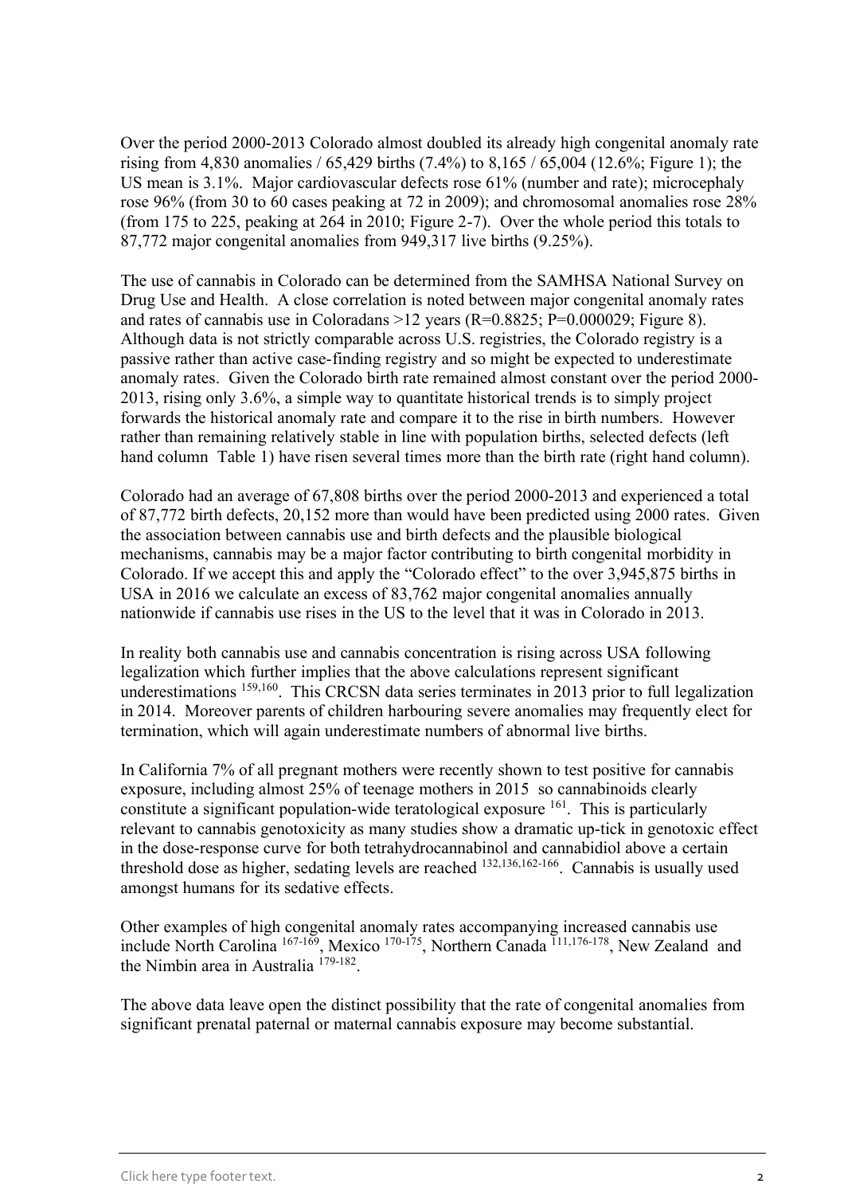Over the period 2000-2013 Colorado almost doubled its already high congenital anomaly rate rising from 4,830 anomalies / 65,429 births (7.4%) to 8,165 / 65,004 (12.6%; Figure 1); the US mean is 3.1%. Major cardiovascular defects rose 61% (number and rate); microcephaly rose 96% (from 30 to 60 cases peaking at 72 in 2009); and chromosomal anomalies rose 28% (from 175 to 225, peaking at 264 in 2010; Figure 2-7). Over the whole period this totals to 87,772 major congenital anomalies from 949,317 live births (9.25%).

The use of cannabis in Colorado can be determined from the SAMHSA National Survey on Drug Use and Health. A close correlation is noted between major congenital anomaly rates and rates of cannabis use in Coloradans >12 years ($R=0.8825$; $P=0.000029$; Figure 8). Although data is not strictly comparable across U.S. registries, the Colorado registry is a passive rather than active case-finding registry and so might be expected to underestimate anomaly rates. Given the Colorado birth rate remained almost constant over the period 2000-2013, rising only 3.6%, a simple way to quantitate historical trends is to simply project forwards the historical anomaly rate and compare it to the rise in birth numbers. However rather than remaining relatively stable in line with population births, selected defects (left hand column Table 1) have risen several times more than the birth rate (right hand column).

Colorado had an average of 67,808 births over the period 2000-2013 and experienced a total of 87,772 birth defects, 20,152 more than would have been predicted using 2000 rates. Given the association between cannabis use and birth defects and the plausible biological mechanisms, cannabis may be a major factor contributing to birth congenital morbidity in Colorado. If we accept this and apply the "Colorado effect" to the over 3,945,875 births in USA in 2016 we calculate an excess of 83,762 major congenital anomalies annually nationwide if cannabis use rises in the US to the level that it was in Colorado in 2013.

In reality both cannabis use and cannabis concentration is rising across USA following legalization which further implies that the above calculations represent significant underestimations [159,160]. This CRCSN data series terminates in 2013 prior to full legalization in 2014. Moreover parents of children harbouring severe anomalies may frequently elect for termination, which will again underestimate numbers of abnormal live births.

In California 7% of all pregnant mothers were recently shown to test positive for cannabis exposure, including almost 25% of teenage mothers in 2015 so cannabinoids clearly constitute a significant population-wide teratological exposure [161]. This is particularly relevant to cannabis genotoxicity as many studies show a dramatic up-tick in genotoxic effect in the dose-response curve for both tetrahydrocannabinol and cannabidiol above a certain threshold dose as higher, sedating levels are reached [132,136,162-166]. Cannabis is usually used amongst humans for its sedative effects.

Other examples of high congenital anomaly rates accompanying increased cannabis use include North Carolina [167-169], Mexico [170-175], Northern Canada [111,176-178], New Zealand and the Nimbin area in Australia [179-182].

The above data leave open the distinct possibility that the rate of congenital anomalies from significant prenatal paternal or maternal cannabis exposure may become substantial.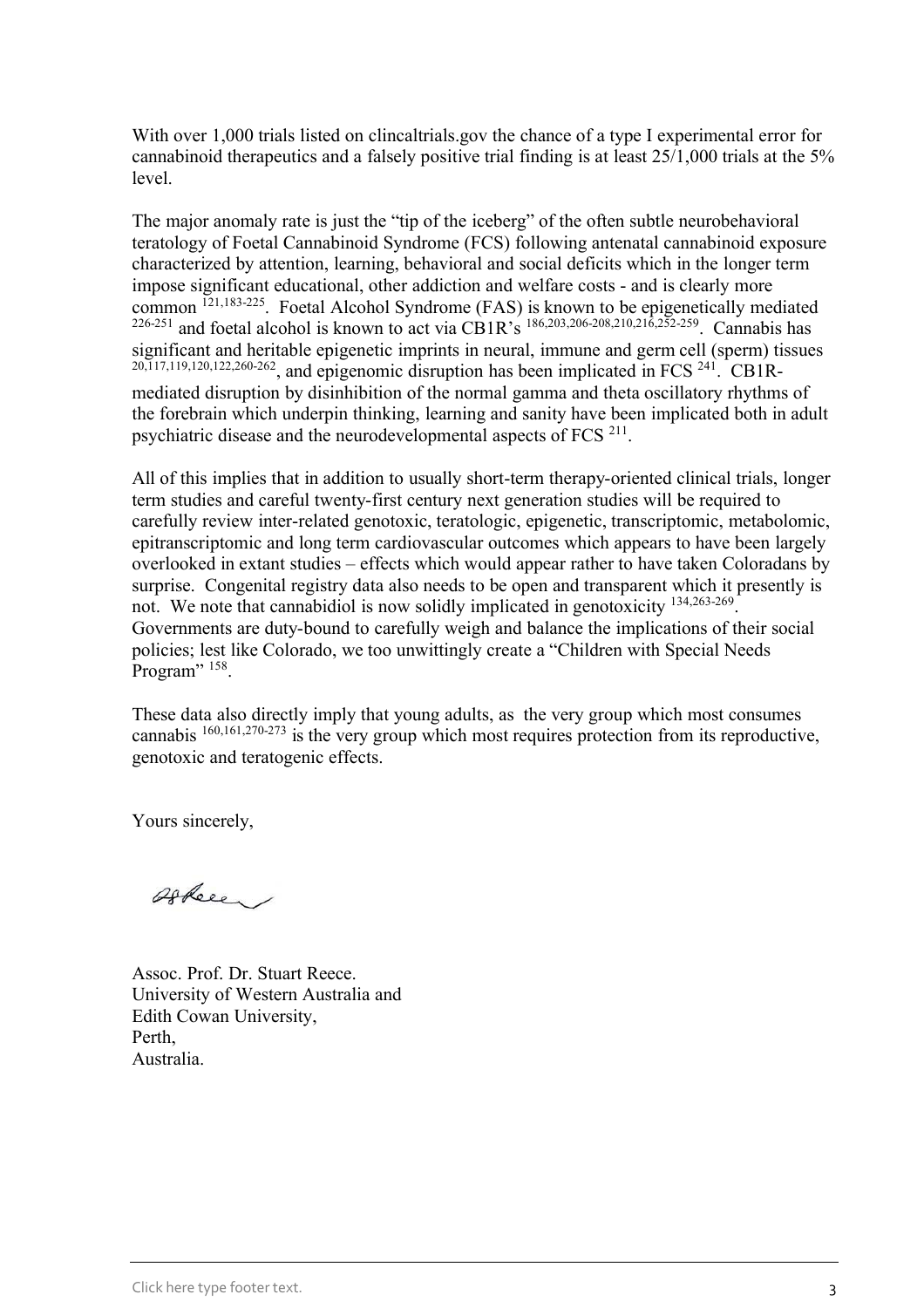With over 1,000 trials listed on clincaltrials.gov the chance of a type I experimental error for cannabinoid therapeutics and a falsely positive trial finding is at least 25/1,000 trials at the 5% level.

The major anomaly rate is just the "tip of the iceberg" of the often subtle neurobehavioral teratology of Foetal Cannabinoid Syndrome (FCS) following antenatal cannabinoid exposure characterized by attention, learning, behavioral and social deficits which in the longer term impose significant educational, other addiction and welfare costs - and is clearly more common [121,183-225]. Foetal Alcohol Syndrome (FAS) is known to be epigenetically mediated [226-251] and foetal alcohol is known to act via CB1R's [186,203,206-208,210,216,252-259]. Cannabis has significant and heritable epigenetic imprints in neural, immune and germ cell (sperm) tissues [20,117,119,120,122,260-262], and epigenomic disruption has been implicated in FCS [241]. CB1R-mediated disruption by disinhibition of the normal gamma and theta oscillatory rhythms of the forebrain which underpin thinking, learning and sanity have been implicated both in adult psychiatric disease and the neurodevelopmental aspects of FCS [211].

All of this implies that in addition to usually short-term therapy-oriented clinical trials, longer term studies and careful twenty-first century next generation studies will be required to carefully review inter-related genotoxic, teratologic, epigenetic, transcriptomic, metabolomic, epitranscriptomic and long term cardiovascular outcomes which appears to have been largely overlooked in extant studies – effects which would appear rather to have taken Coloradans by surprise. Congenital registry data also needs to be open and transparent which it presently is not. We note that cannabidiol is now solidly implicated in genotoxicity [134,263-269]. Governments are duty-bound to carefully weigh and balance the implications of their social policies; lest like Colorado, we too unwittingly create a "Children with Special Needs Program" [158].

These data also directly imply that young adults, as the very group which most consumes cannabis [160,161,270-273] is the very group which most requires protection from its reproductive, genotoxic and teratogenic effects.

Yours sincerely,

Assoc. Prof. Dr. Stuart Reece.
University of Western Australia and
Edith Cowan University,
Perth,
Australia.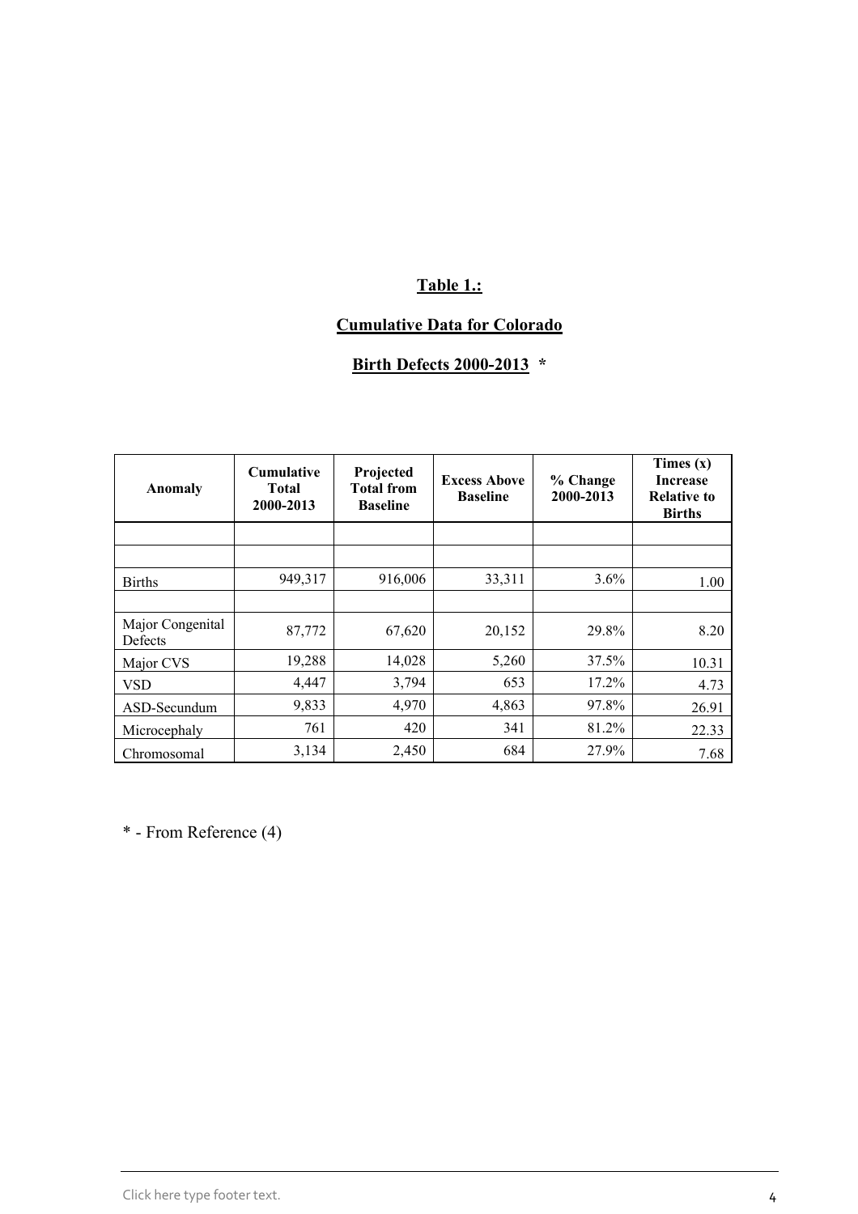**Table 1.:**

**Cumulative Data for Colorado**

**Birth Defects 2000-2013 ***

| Anomaly | Cumulative Total 2000-2013 | Projected Total from Baseline | Excess Above Baseline | % Change 2000-2013 | Times (x) Increase Relative to Births |
|---|---|---|---|---|---|
| | | | | | |
| | | | | | |
| Births | 949,317 | 916,006 | 33,311 | 3.6% | 1.00 |
| | | | | | |
| Major Congenital Defects | 87,772 | 67,620 | 20,152 | 29.8% | 8.20 |
| Major CVS | 19,288 | 14,028 | 5,260 | 37.5% | 10.31 |
| VSD | 4,447 | 3,794 | 653 | 17.2% | 4.73 |
| ASD-Secundum | 9,833 | 4,970 | 4,863 | 97.8% | 26.91 |
| Microcephaly | 761 | 420 | 341 | 81.2% | 22.33 |
| Chromosomal | 3,134 | 2,450 | 684 | 27.9% | 7.68 |

* - From Reference (4)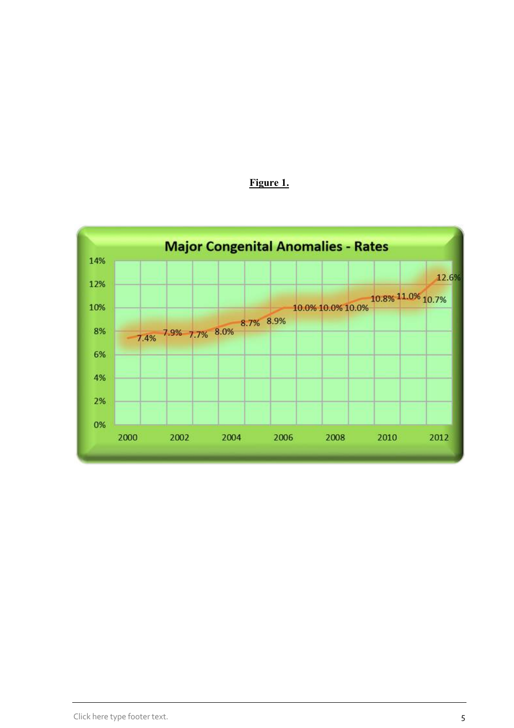**Figure 1.**

**Major Congenital Anomalies - Rates**

| Year | Rate |
|---|---|
| 2000 | 7.4% |
| 2001 | 7.9% |
| 2002 | 7.7% |
| 2003 | 8.0% |
| 2004 | 8.7% |
| 2005 | 8.9% |
| 2006 | 10.0% |
| 2007 | 10.0% |
| 2008 | 10.0% |
| 2009 | 10.8% |
| 2010 | 11.0% |
| 2011 | 10.7% |
| 2012 | 12.6% |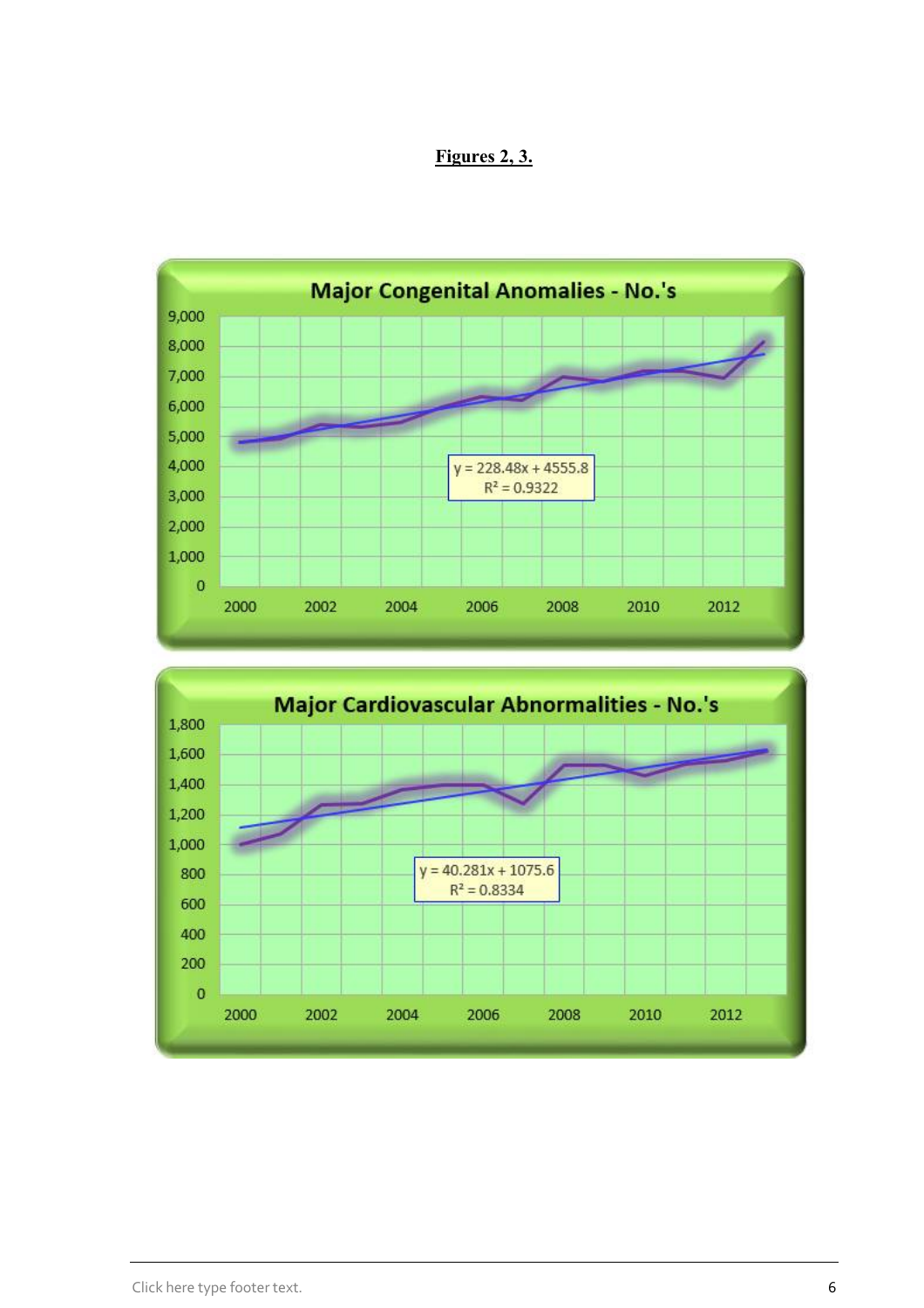**Figures 2, 3.**

**Major Congenital Anomalies - No.'s**

$y = 228.48x + 4555.8$
$R^2 = 0.9322$

**Major Cardiovascular Abnormalities - No.'s**

$y = 40.281x + 1075.6$
$R^2 = 0.8334$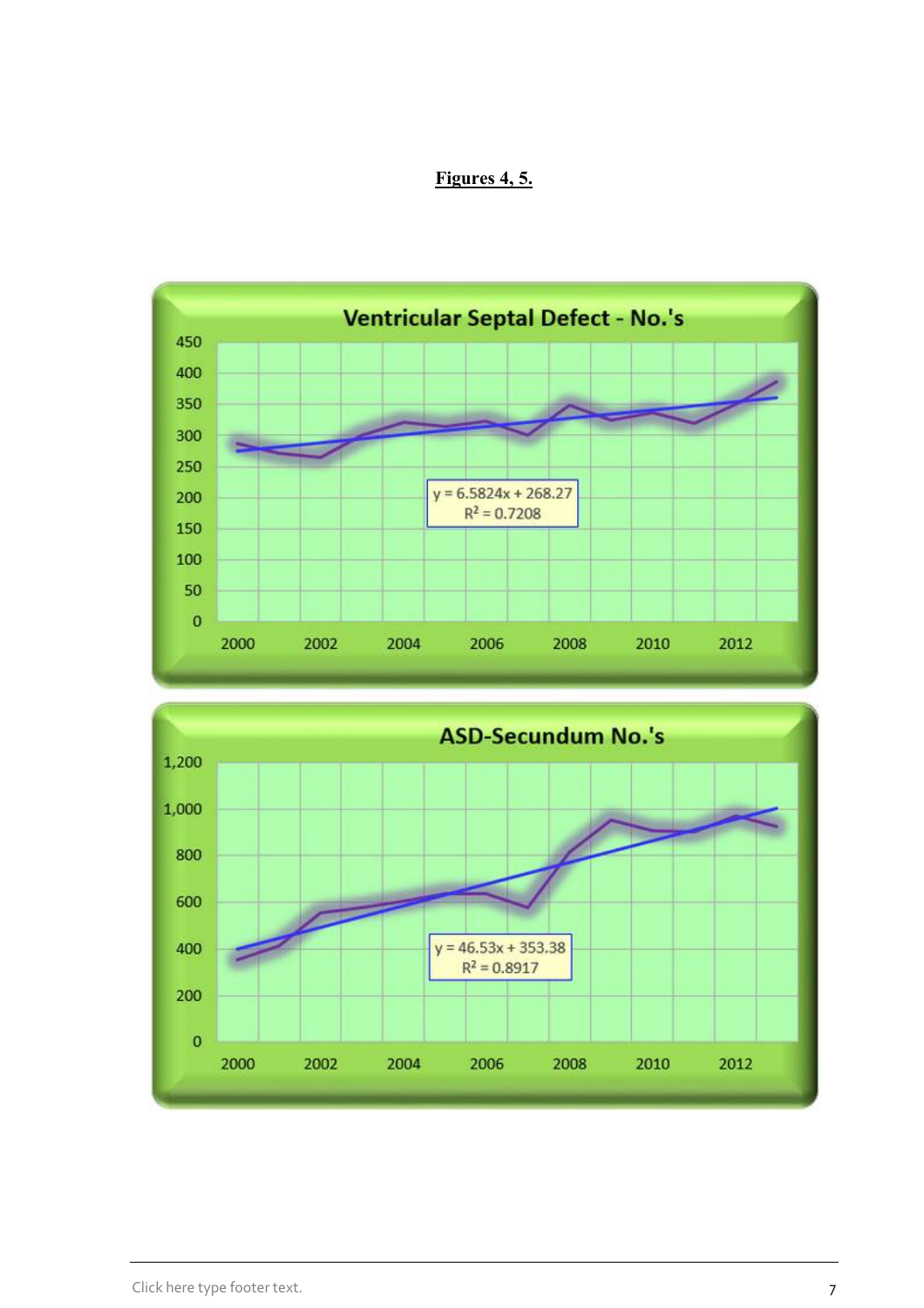**Figures 4, 5.**

Ventricular Septal Defect - No.'s

$y = 6.5824x + 268.27$
$R^2 = 0.7208$

ASD-Secundum No.'s

$y = 46.53x + 353.38$
$R^2 = 0.8917$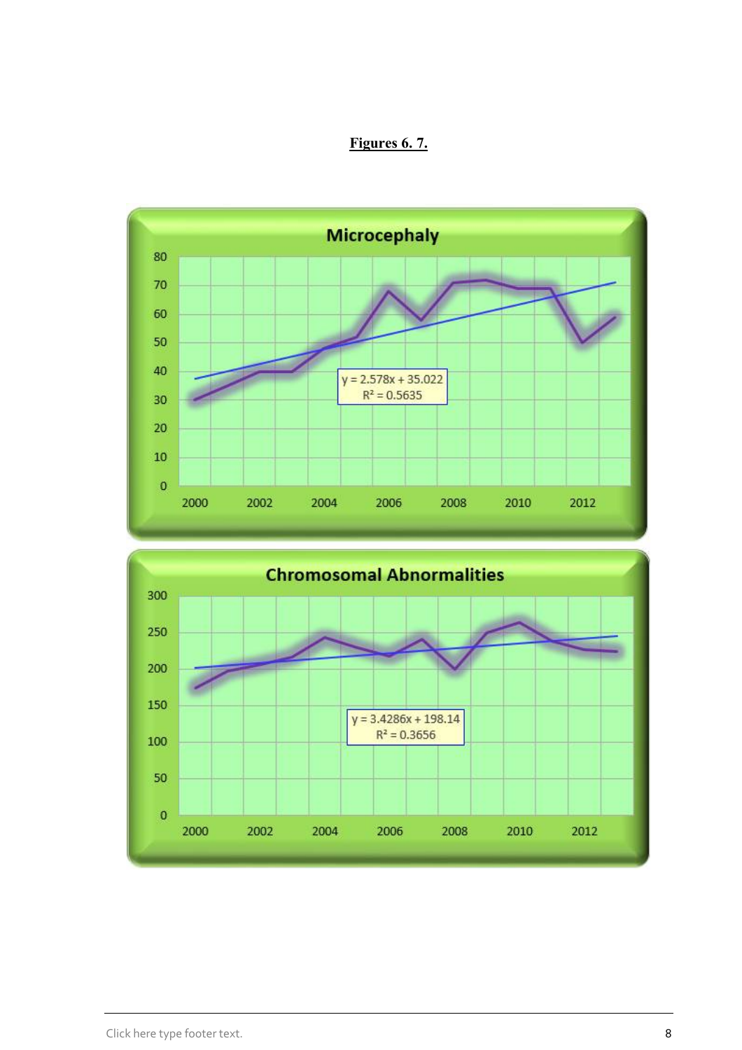**Figures 6. 7.**

**Microcephaly**

$y = 2.578x + 35.022$
$R^2 = 0.5635$

**Chromosomal Abnormalities**

$y = 3.4286x + 198.14$
$R^2 = 0.3656$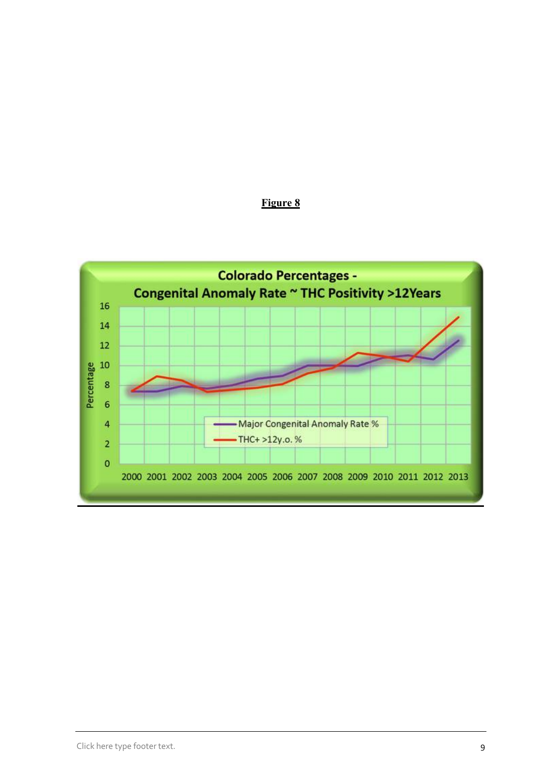**Figure 8**

Colorado Percentages -
Congenital Anomaly Rate ~ THC Positivity >12Years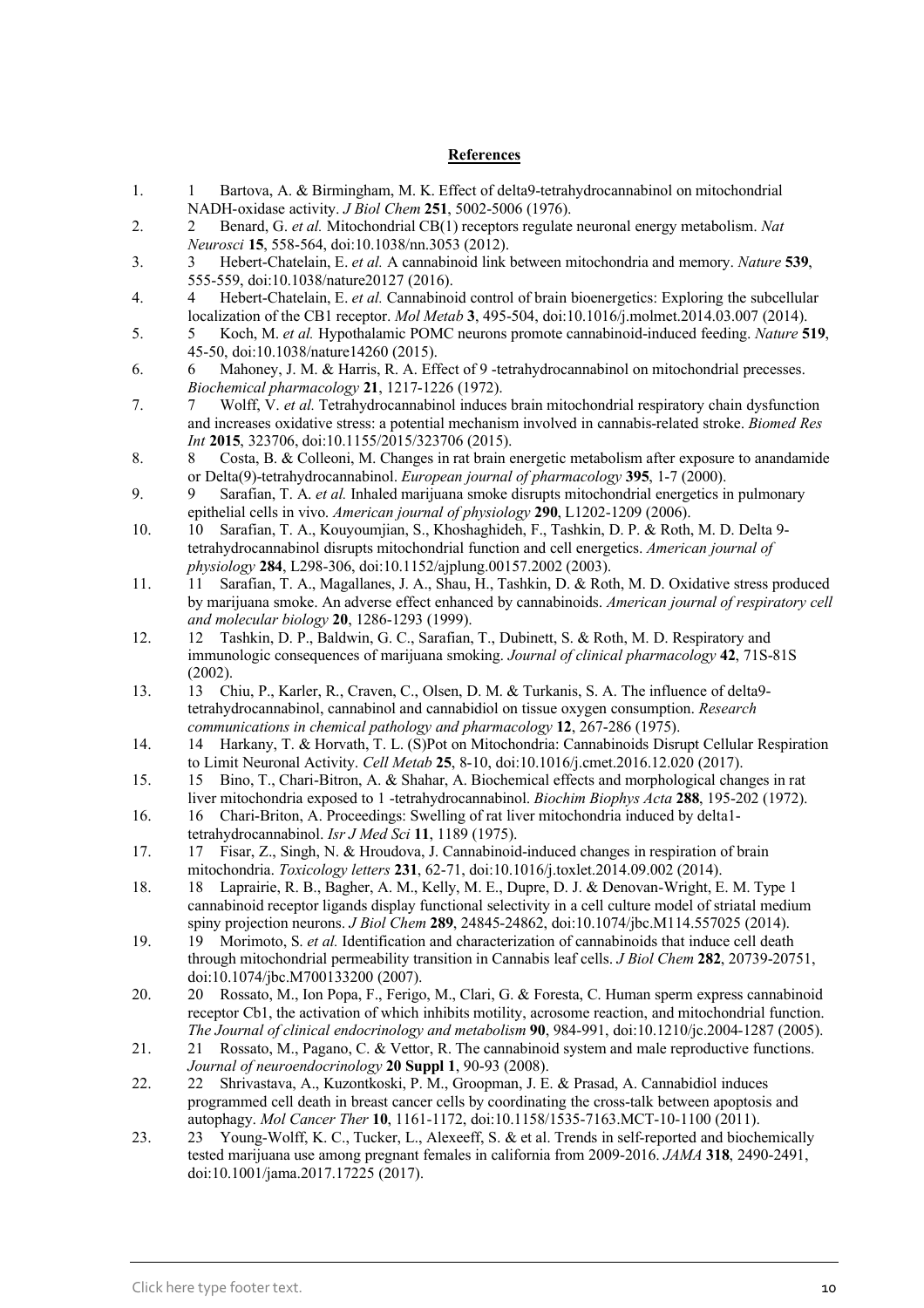## References

1. 1 Bartova, A. & Birmingham, M. K. Effect of delta9-tetrahydrocannabinol on mitochondrial NADH-oxidase activity. *J Biol Chem* **251**, 5002-5006 (1976).
2. 2 Benard, G. *et al.* Mitochondrial CB(1) receptors regulate neuronal energy metabolism. *Nat Neurosci* **15**, 558-564, doi:10.1038/nn.3053 (2012).
3. 3 Hebert-Chatelain, E. *et al.* A cannabinoid link between mitochondria and memory. *Nature* **539**, 555-559, doi:10.1038/nature20127 (2016).
4. 4 Hebert-Chatelain, E. *et al.* Cannabinoid control of brain bioenergetics: Exploring the subcellular localization of the CB1 receptor. *Mol Metab* **3**, 495-504, doi:10.1016/j.molmet.2014.03.007 (2014).
5. 5 Koch, M. *et al.* Hypothalamic POMC neurons promote cannabinoid-induced feeding. *Nature* **519**, 45-50, doi:10.1038/nature14260 (2015).
6. 6 Mahoney, J. M. & Harris, R. A. Effect of 9 -tetrahydrocannabinol on mitochondrial precesses. *Biochemical pharmacology* **21**, 1217-1226 (1972).
7. 7 Wolff, V. *et al.* Tetrahydrocannabinol induces brain mitochondrial respiratory chain dysfunction and increases oxidative stress: a potential mechanism involved in cannabis-related stroke. *Biomed Res Int* **2015**, 323706, doi:10.1155/2015/323706 (2015).
8. 8 Costa, B. & Colleoni, M. Changes in rat brain energetic metabolism after exposure to anandamide or Delta(9)-tetrahydrocannabinol. *European journal of pharmacology* **395**, 1-7 (2000).
9. 9 Sarafian, T. A. *et al.* Inhaled marijuana smoke disrupts mitochondrial energetics in pulmonary epithelial cells in vivo. *American journal of physiology* **290**, L1202-1209 (2006).
10. 10 Sarafian, T. A., Kouyoumjian, S., Khoshaghideh, F., Tashkin, D. P. & Roth, M. D. Delta 9-tetrahydrocannabinol disrupts mitochondrial function and cell energetics. *American journal of physiology* **284**, L298-306, doi:10.1152/ajplung.00157.2002 (2003).
11. 11 Sarafian, T. A., Magallanes, J. A., Shau, H., Tashkin, D. & Roth, M. D. Oxidative stress produced by marijuana smoke. An adverse effect enhanced by cannabinoids. *American journal of respiratory cell and molecular biology* **20**, 1286-1293 (1999).
12. 12 Tashkin, D. P., Baldwin, G. C., Sarafian, T., Dubinett, S. & Roth, M. D. Respiratory and immunologic consequences of marijuana smoking. *Journal of clinical pharmacology* **42**, 71S-81S (2002).
13. 13 Chiu, P., Karler, R., Craven, C., Olsen, D. M. & Turkanis, S. A. The influence of delta9-tetrahydrocannabinol, cannabinol and cannabidiol on tissue oxygen consumption. *Research communications in chemical pathology and pharmacology* **12**, 267-286 (1975).
14. 14 Harkany, T. & Horvath, T. L. (S)Pot on Mitochondria: Cannabinoids Disrupt Cellular Respiration to Limit Neuronal Activity. *Cell Metab* **25**, 8-10, doi:10.1016/j.cmet.2016.12.020 (2017).
15. 15 Bino, T., Chari-Bitron, A. & Shahar, A. Biochemical effects and morphological changes in rat liver mitochondria exposed to 1 -tetrahydrocannabinol. *Biochim Biophys Acta* **288**, 195-202 (1972).
16. 16 Chari-Briton, A. Proceedings: Swelling of rat liver mitochondria induced by delta1-tetrahydrocannabinol. *Isr J Med Sci* **11**, 1189 (1975).
17. 17 Fisar, Z., Singh, N. & Hroudova, J. Cannabinoid-induced changes in respiration of brain mitochondria. *Toxicology letters* **231**, 62-71, doi:10.1016/j.toxlet.2014.09.002 (2014).
18. 18 Laprairie, R. B., Bagher, A. M., Kelly, M. E., Dupre, D. J. & Denovan-Wright, E. M. Type 1 cannabinoid receptor ligands display functional selectivity in a cell culture model of striatal medium spiny projection neurons. *J Biol Chem* **289**, 24845-24862, doi:10.1074/jbc.M114.557025 (2014).
19. 19 Morimoto, S. *et al.* Identification and characterization of cannabinoids that induce cell death through mitochondrial permeability transition in Cannabis leaf cells. *J Biol Chem* **282**, 20739-20751, doi:10.1074/jbc.M700133200 (2007).
20. 20 Rossato, M., Ion Popa, F., Ferigo, M., Clari, G. & Foresta, C. Human sperm express cannabinoid receptor Cb1, the activation of which inhibits motility, acrosome reaction, and mitochondrial function. *The Journal of clinical endocrinology and metabolism* **90**, 984-991, doi:10.1210/jc.2004-1287 (2005).
21. 21 Rossato, M., Pagano, C. & Vettor, R. The cannabinoid system and male reproductive functions. *Journal of neuroendocrinology* **20 Suppl 1**, 90-93 (2008).
22. 22 Shrivastava, A., Kuzontkoski, P. M., Groopman, J. E. & Prasad, A. Cannabidiol induces programmed cell death in breast cancer cells by coordinating the cross-talk between apoptosis and autophagy. *Mol Cancer Ther* **10**, 1161-1172, doi:10.1158/1535-7163.MCT-10-1100 (2011).
23. 23 Young-Wolff, K. C., Tucker, L., Alexeeff, S. & et al. Trends in self-reported and biochemically tested marijuana use among pregnant females in california from 2009-2016. *JAMA* **318**, 2490-2491, doi:10.1001/jama.2017.17225 (2017).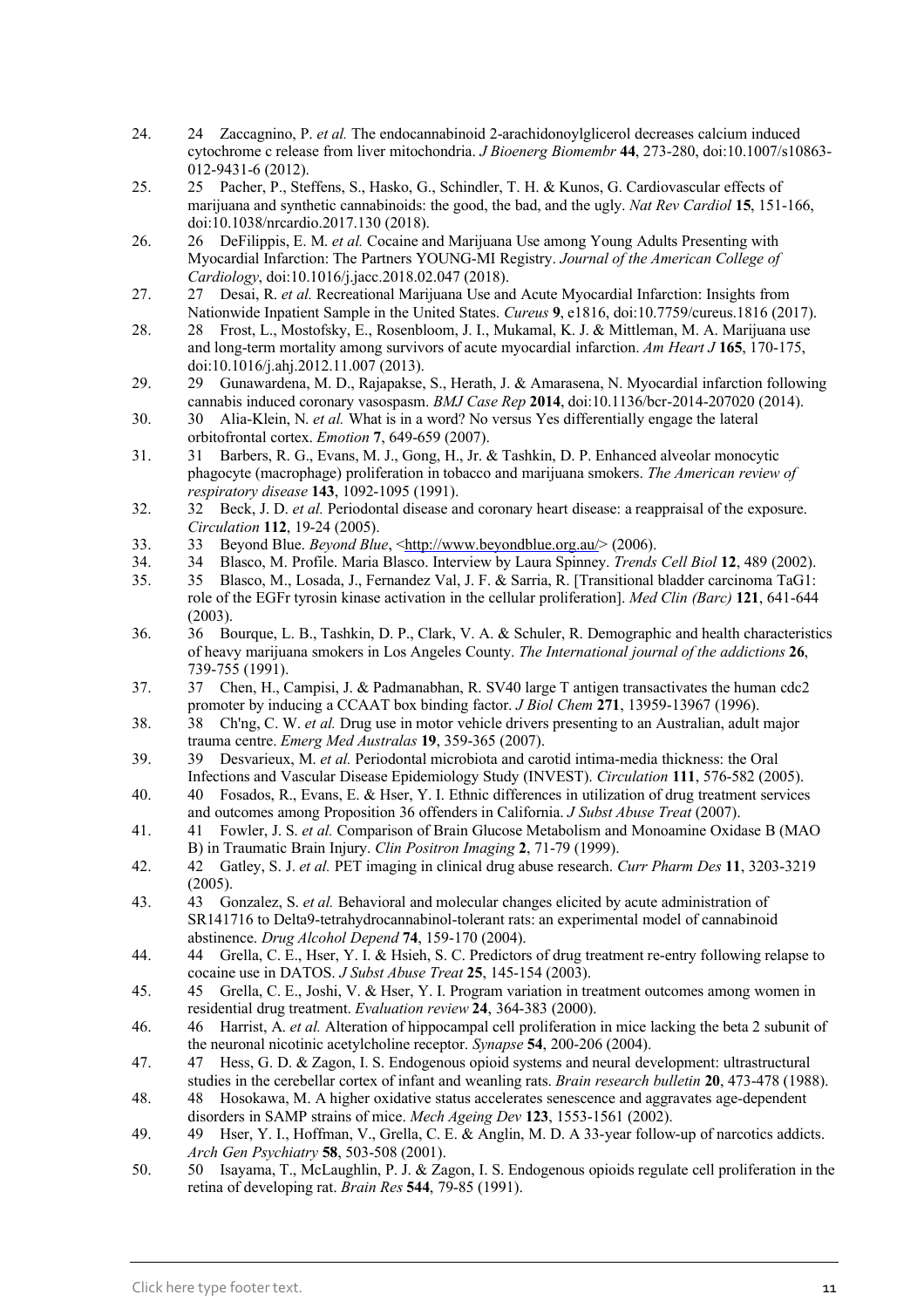24. 24 Zaccagnino, P. *et al.* The endocannabinoid 2-arachidonoylglicerol decreases calcium induced cytochrome c release from liver mitochondria. *J Bioenerg Biomembr* **44**, 273-280, doi:10.1007/s10863-012-9431-6 (2012).
25. 25 Pacher, P., Steffens, S., Hasko, G., Schindler, T. H. & Kunos, G. Cardiovascular effects of marijuana and synthetic cannabinoids: the good, the bad, and the ugly. *Nat Rev Cardiol* **15**, 151-166, doi:10.1038/nrcardio.2017.130 (2018).
26. 26 DeFilippis, E. M. *et al.* Cocaine and Marijuana Use among Young Adults Presenting with Myocardial Infarction: The Partners YOUNG-MI Registry. *Journal of the American College of Cardiology*, doi:10.1016/j.jacc.2018.02.047 (2018).
27. 27 Desai, R. *et al.* Recreational Marijuana Use and Acute Myocardial Infarction: Insights from Nationwide Inpatient Sample in the United States. *Cureus* **9**, e1816, doi:10.7759/cureus.1816 (2017).
28. 28 Frost, L., Mostofsky, E., Rosenbloom, J. I., Mukamal, K. J. & Mittleman, M. A. Marijuana use and long-term mortality among survivors of acute myocardial infarction. *Am Heart J* **165**, 170-175, doi:10.1016/j.ahj.2012.11.007 (2013).
29. 29 Gunawardena, M. D., Rajapakse, S., Herath, J. & Amarasena, N. Myocardial infarction following cannabis induced coronary vasospasm. *BMJ Case Rep* **2014**, doi:10.1136/bcr-2014-207020 (2014).
30. 30 Alia-Klein, N. *et al.* What is in a word? No versus Yes differentially engage the lateral orbitofrontal cortex. *Emotion* **7**, 649-659 (2007).
31. 31 Barbers, R. G., Evans, M. J., Gong, H., Jr. & Tashkin, D. P. Enhanced alveolar monocytic phagocyte (macrophage) proliferation in tobacco and marijuana smokers. *The American review of respiratory disease* **143**, 1092-1095 (1991).
32. 32 Beck, J. D. *et al.* Periodontal disease and coronary heart disease: a reappraisal of the exposure. *Circulation* **112**, 19-24 (2005).
33. 33 Beyond Blue. *Beyond Blue*, <http://www.beyondblue.org.au/> (2006).
34. 34 Blasco, M. Profile. Maria Blasco. Interview by Laura Spinney. *Trends Cell Biol* **12**, 489 (2002).
35. 35 Blasco, M., Losada, J., Fernandez Val, J. F. & Sarria, R. [Transitional bladder carcinoma TaG1: role of the EGFr tyrosin kinase activation in the cellular proliferation]. *Med Clin (Barc)* **121**, 641-644 (2003).
36. 36 Bourque, L. B., Tashkin, D. P., Clark, V. A. & Schuler, R. Demographic and health characteristics of heavy marijuana smokers in Los Angeles County. *The International journal of the addictions* **26**, 739-755 (1991).
37. 37 Chen, H., Campisi, J. & Padmanabhan, R. SV40 large T antigen transactivates the human cdc2 promoter by inducing a CCAAT box binding factor. *J Biol Chem* **271**, 13959-13967 (1996).
38. 38 Ch'ng, C. W. *et al.* Drug use in motor vehicle drivers presenting to an Australian, adult major trauma centre. *Emerg Med Australas* **19**, 359-365 (2007).
39. 39 Desvarieux, M. *et al.* Periodontal microbiota and carotid intima-media thickness: the Oral Infections and Vascular Disease Epidemiology Study (INVEST). *Circulation* **111**, 576-582 (2005).
40. 40 Fosados, R., Evans, E. & Hser, Y. I. Ethnic differences in utilization of drug treatment services and outcomes among Proposition 36 offenders in California. *J Subst Abuse Treat* (2007).
41. 41 Fowler, J. S. *et al.* Comparison of Brain Glucose Metabolism and Monoamine Oxidase B (MAO B) in Traumatic Brain Injury. *Clin Positron Imaging* **2**, 71-79 (1999).
42. 42 Gatley, S. J. *et al.* PET imaging in clinical drug abuse research. *Curr Pharm Des* **11**, 3203-3219 (2005).
43. 43 Gonzalez, S. *et al.* Behavioral and molecular changes elicited by acute administration of SR141716 to Delta9-tetrahydrocannabinol-tolerant rats: an experimental model of cannabinoid abstinence. *Drug Alcohol Depend* **74**, 159-170 (2004).
44. 44 Grella, C. E., Hser, Y. I. & Hsieh, S. C. Predictors of drug treatment re-entry following relapse to cocaine use in DATOS. *J Subst Abuse Treat* **25**, 145-154 (2003).
45. 45 Grella, C. E., Joshi, V. & Hser, Y. I. Program variation in treatment outcomes among women in residential drug treatment. *Evaluation review* **24**, 364-383 (2000).
46. 46 Harrist, A. *et al.* Alteration of hippocampal cell proliferation in mice lacking the beta 2 subunit of the neuronal nicotinic acetylcholine receptor. *Synapse* **54**, 200-206 (2004).
47. 47 Hess, G. D. & Zagon, I. S. Endogenous opioid systems and neural development: ultrastructural studies in the cerebellar cortex of infant and weanling rats. *Brain research bulletin* **20**, 473-478 (1988).
48. 48 Hosokawa, M. A higher oxidative status accelerates senescence and aggravates age-dependent disorders in SAMP strains of mice. *Mech Ageing Dev* **123**, 1553-1561 (2002).
49. 49 Hser, Y. I., Hoffman, V., Grella, C. E. & Anglin, M. D. A 33-year follow-up of narcotics addicts. *Arch Gen Psychiatry* **58**, 503-508 (2001).
50. 50 Isayama, T., McLaughlin, P. J. & Zagon, I. S. Endogenous opioids regulate cell proliferation in the retina of developing rat. *Brain Res* **544**, 79-85 (1991).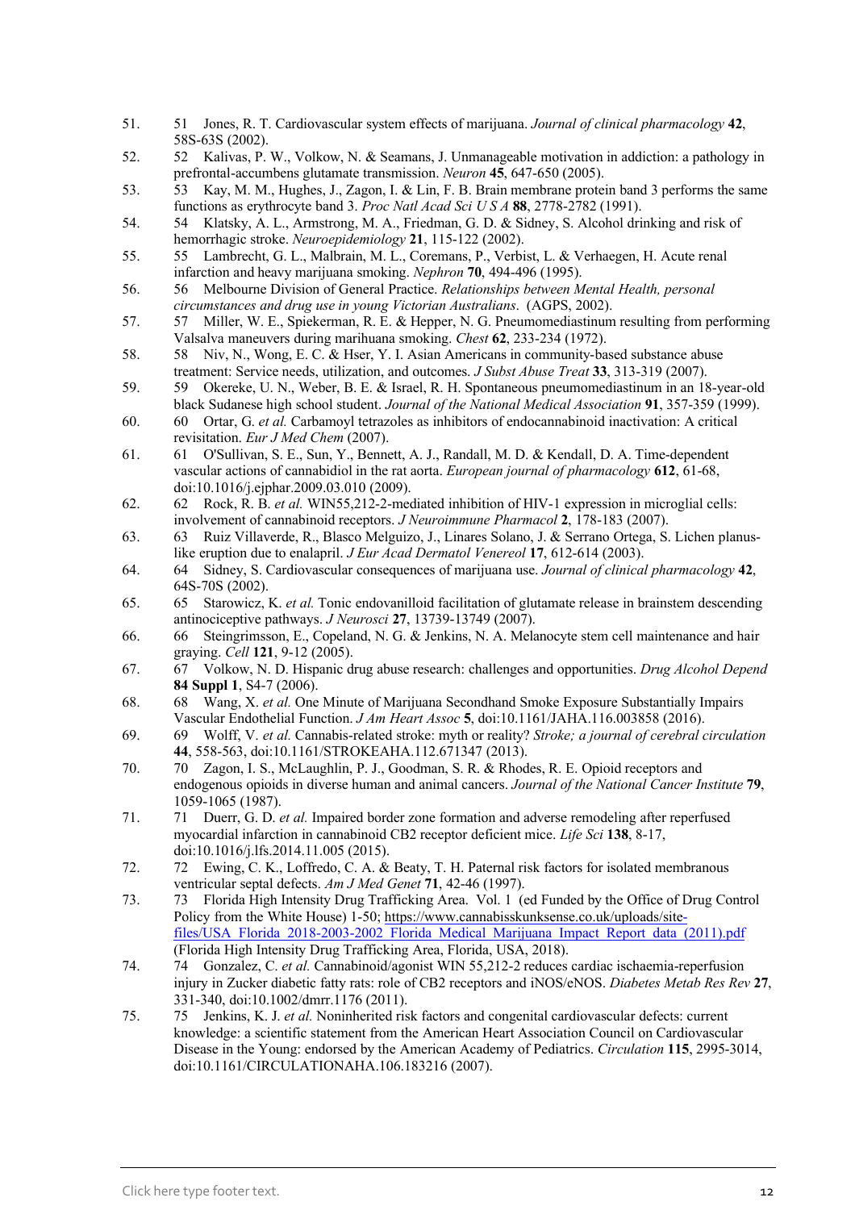51. 51 Jones, R. T. Cardiovascular system effects of marijuana. *Journal of clinical pharmacology* **42**, 58S-63S (2002).
52. 52 Kalivas, P. W., Volkow, N. & Seamans, J. Unmanageable motivation in addiction: a pathology in prefrontal-accumbens glutamate transmission. *Neuron* **45**, 647-650 (2005).
53. 53 Kay, M. M., Hughes, J., Zagon, I. & Lin, F. B. Brain membrane protein band 3 performs the same functions as erythrocyte band 3. *Proc Natl Acad Sci U S A* **88**, 2778-2782 (1991).
54. 54 Klatsky, A. L., Armstrong, M. A., Friedman, G. D. & Sidney, S. Alcohol drinking and risk of hemorrhagic stroke. *Neuroepidemiology* **21**, 115-122 (2002).
55. 55 Lambrecht, G. L., Malbrain, M. L., Coremans, P., Verbist, L. & Verhaegen, H. Acute renal infarction and heavy marijuana smoking. *Nephron* **70**, 494-496 (1995).
56. 56 Melbourne Division of General Practice. *Relationships between Mental Health, personal circumstances and drug use in young Victorian Australians*. (AGPS, 2002).
57. 57 Miller, W. E., Spiekerman, R. E. & Hepper, N. G. Pneumomediastinum resulting from performing Valsalva maneuvers during marihuana smoking. *Chest* **62**, 233-234 (1972).
58. 58 Niv, N., Wong, E. C. & Hser, Y. I. Asian Americans in community-based substance abuse treatment: Service needs, utilization, and outcomes. *J Subst Abuse Treat* **33**, 313-319 (2007).
59. 59 Okereke, U. N., Weber, B. E. & Israel, R. H. Spontaneous pneumomediastinum in an 18-year-old black Sudanese high school student. *Journal of the National Medical Association* **91**, 357-359 (1999).
60. 60 Ortar, G. *et al.* Carbamoyl tetrazoles as inhibitors of endocannabinoid inactivation: A critical revisitation. *Eur J Med Chem* (2007).
61. 61 O'Sullivan, S. E., Sun, Y., Bennett, A. J., Randall, M. D. & Kendall, D. A. Time-dependent vascular actions of cannabidiol in the rat aorta. *European journal of pharmacology* **612**, 61-68, doi:10.1016/j.ejphar.2009.03.010 (2009).
62. 62 Rock, R. B. *et al.* WIN55,212-2-mediated inhibition of HIV-1 expression in microglial cells: involvement of cannabinoid receptors. *J Neuroimmune Pharmacol* **2**, 178-183 (2007).
63. 63 Ruiz Villaverde, R., Blasco Melguizo, J., Linares Solano, J. & Serrano Ortega, S. Lichen planus-like eruption due to enalapril. *J Eur Acad Dermatol Venereol* **17**, 612-614 (2003).
64. 64 Sidney, S. Cardiovascular consequences of marijuana use. *Journal of clinical pharmacology* **42**, 64S-70S (2002).
65. 65 Starowicz, K. *et al.* Tonic endovanilloid facilitation of glutamate release in brainstem descending antinociceptive pathways. *J Neurosci* **27**, 13739-13749 (2007).
66. 66 Steingrimsson, E., Copeland, N. G. & Jenkins, N. A. Melanocyte stem cell maintenance and hair graying. *Cell* **121**, 9-12 (2005).
67. 67 Volkow, N. D. Hispanic drug abuse research: challenges and opportunities. *Drug Alcohol Depend* **84 Suppl 1**, S4-7 (2006).
68. 68 Wang, X. *et al.* One Minute of Marijuana Secondhand Smoke Exposure Substantially Impairs Vascular Endothelial Function. *J Am Heart Assoc* **5**, doi:10.1161/JAHA.116.003858 (2016).
69. 69 Wolff, V. *et al.* Cannabis-related stroke: myth or reality? *Stroke; a journal of cerebral circulation* **44**, 558-563, doi:10.1161/STROKEAHA.112.671347 (2013).
70. 70 Zagon, I. S., McLaughlin, P. J., Goodman, S. R. & Rhodes, R. E. Opioid receptors and endogenous opioids in diverse human and animal cancers. *Journal of the National Cancer Institute* **79**, 1059-1065 (1987).
71. 71 Duerr, G. D. *et al.* Impaired border zone formation and adverse remodeling after reperfused myocardial infarction in cannabinoid CB2 receptor deficient mice. *Life Sci* **138**, 8-17, doi:10.1016/j.lfs.2014.11.005 (2015).
72. 72 Ewing, C. K., Loffredo, C. A. & Beaty, T. H. Paternal risk factors for isolated membranous ventricular septal defects. *Am J Med Genet* **71**, 42-46 (1997).
73. 73 Florida High Intensity Drug Trafficking Area. Vol. 1 (ed Funded by the Office of Drug Control Policy from the White House) 1-50; https://www.cannabisskunksense.co.uk/uploads/site-files/USA_Florida_2018-2003-2002_Florida_Medical_Marijuana_Impact_Report_data_(2011).pdf (Florida High Intensity Drug Trafficking Area, Florida, USA, 2018).
74. 74 Gonzalez, C. *et al.* Cannabinoid/agonist WIN 55,212-2 reduces cardiac ischaemia-reperfusion injury in Zucker diabetic fatty rats: role of CB2 receptors and iNOS/eNOS. *Diabetes Metab Res Rev* **27**, 331-340, doi:10.1002/dmrr.1176 (2011).
75. 75 Jenkins, K. J. *et al.* Noninherited risk factors and congenital cardiovascular defects: current knowledge: a scientific statement from the American Heart Association Council on Cardiovascular Disease in the Young: endorsed by the American Academy of Pediatrics. *Circulation* **115**, 2995-3014, doi:10.1161/CIRCULATIONAHA.106.183216 (2007).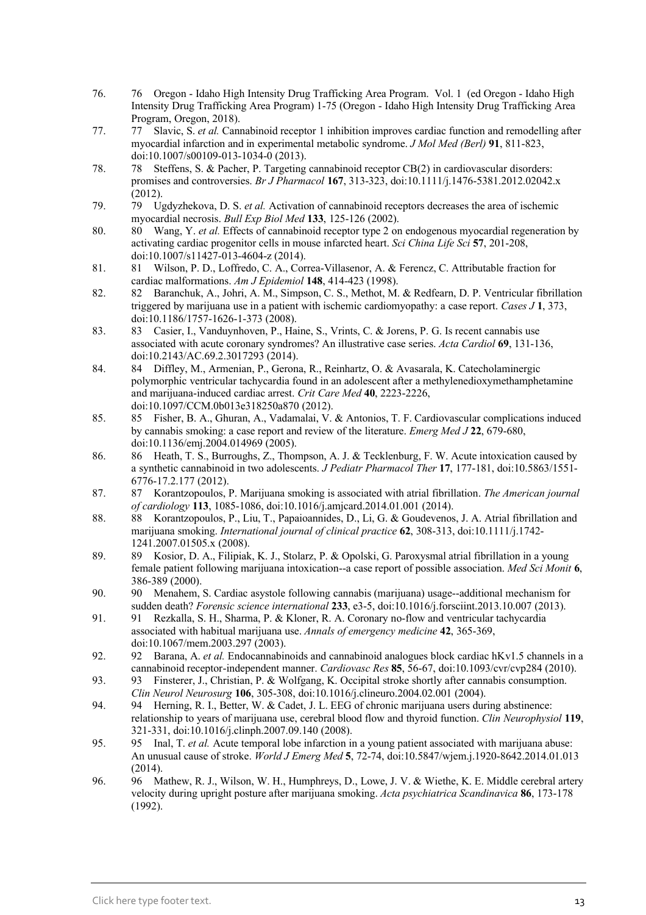76. 76 Oregon - Idaho High Intensity Drug Trafficking Area Program. Vol. 1 (ed Oregon - Idaho High Intensity Drug Trafficking Area Program) 1-75 (Oregon - Idaho High Intensity Drug Trafficking Area Program, Oregon, 2018).
77. 77 Slavic, S. *et al.* Cannabinoid receptor 1 inhibition improves cardiac function and remodelling after myocardial infarction and in experimental metabolic syndrome. *J Mol Med (Berl)* **91**, 811-823, doi:10.1007/s00109-013-1034-0 (2013).
78. 78 Steffens, S. & Pacher, P. Targeting cannabinoid receptor CB(2) in cardiovascular disorders: promises and controversies. *Br J Pharmacol* **167**, 313-323, doi:10.1111/j.1476-5381.2012.02042.x (2012).
79. 79 Ugdyzhekova, D. S. *et al.* Activation of cannabinoid receptors decreases the area of ischemic myocardial necrosis. *Bull Exp Biol Med* **133**, 125-126 (2002).
80. 80 Wang, Y. *et al.* Effects of cannabinoid receptor type 2 on endogenous myocardial regeneration by activating cardiac progenitor cells in mouse infarcted heart. *Sci China Life Sci* **57**, 201-208, doi:10.1007/s11427-013-4604-z (2014).
81. 81 Wilson, P. D., Loffredo, C. A., Correa-Villasenor, A. & Ferencz, C. Attributable fraction for cardiac malformations. *Am J Epidemiol* **148**, 414-423 (1998).
82. 82 Baranchuk, A., Johri, A. M., Simpson, C. S., Methot, M. & Redfearn, D. P. Ventricular fibrillation triggered by marijuana use in a patient with ischemic cardiomyopathy: a case report. *Cases J* **1**, 373, doi:10.1186/1757-1626-1-373 (2008).
83. 83 Casier, I., Vanduynhoven, P., Haine, S., Vrints, C. & Jorens, P. G. Is recent cannabis use associated with acute coronary syndromes? An illustrative case series. *Acta Cardiol* **69**, 131-136, doi:10.2143/AC.69.2.3017293 (2014).
84. 84 Diffley, M., Armenian, P., Gerona, R., Reinhartz, O. & Avasarala, K. Catecholaminergic polymorphic ventricular tachycardia found in an adolescent after a methylenedioxymethamphetamine and marijuana-induced cardiac arrest. *Crit Care Med* **40**, 2223-2226, doi:10.1097/CCM.0b013e318250a870 (2012).
85. 85 Fisher, B. A., Ghuran, A., Vadamalai, V. & Antonios, T. F. Cardiovascular complications induced by cannabis smoking: a case report and review of the literature. *Emerg Med J* **22**, 679-680, doi:10.1136/emj.2004.014969 (2005).
86. 86 Heath, T. S., Burroughs, Z., Thompson, A. J. & Tecklenburg, F. W. Acute intoxication caused by a synthetic cannabinoid in two adolescents. *J Pediatr Pharmacol Ther* **17**, 177-181, doi:10.5863/1551-6776-17.2.177 (2012).
87. 87 Korantzopoulos, P. Marijuana smoking is associated with atrial fibrillation. *The American journal of cardiology* **113**, 1085-1086, doi:10.1016/j.amjcard.2014.01.001 (2014).
88. 88 Korantzopoulos, P., Liu, T., Papaioannides, D., Li, G. & Goudevenos, J. A. Atrial fibrillation and marijuana smoking. *International journal of clinical practice* **62**, 308-313, doi:10.1111/j.1742-1241.2007.01505.x (2008).
89. 89 Kosior, D. A., Filipiak, K. J., Stolarz, P. & Opolski, G. Paroxysmal atrial fibrillation in a young female patient following marijuana intoxication--a case report of possible association. *Med Sci Monit* **6**, 386-389 (2000).
90. 90 Menahem, S. Cardiac asystole following cannabis (marijuana) usage--additional mechanism for sudden death? *Forensic science international* **233**, e3-5, doi:10.1016/j.forsciint.2013.10.007 (2013).
91. 91 Rezkalla, S. H., Sharma, P. & Kloner, R. A. Coronary no-flow and ventricular tachycardia associated with habitual marijuana use. *Annals of emergency medicine* **42**, 365-369, doi:10.1067/mem.2003.297 (2003).
92. 92 Barana, A. *et al.* Endocannabinoids and cannabinoid analogues block cardiac hKv1.5 channels in a cannabinoid receptor-independent manner. *Cardiovasc Res* **85**, 56-67, doi:10.1093/cvr/cvp284 (2010).
93. 93 Finsterer, J., Christian, P. & Wolfgang, K. Occipital stroke shortly after cannabis consumption. *Clin Neurol Neurosurg* **106**, 305-308, doi:10.1016/j.clineuro.2004.02.001 (2004).
94. 94 Herning, R. I., Better, W. & Cadet, J. L. EEG of chronic marijuana users during abstinence: relationship to years of marijuana use, cerebral blood flow and thyroid function. *Clin Neurophysiol* **119**, 321-331, doi:10.1016/j.clinph.2007.09.140 (2008).
95. 95 Inal, T. *et al.* Acute temporal lobe infarction in a young patient associated with marijuana abuse: An unusual cause of stroke. *World J Emerg Med* **5**, 72-74, doi:10.5847/wjem.j.1920-8642.2014.01.013 (2014).
96. 96 Mathew, R. J., Wilson, W. H., Humphreys, D., Lowe, J. V. & Wiethe, K. E. Middle cerebral artery velocity during upright posture after marijuana smoking. *Acta psychiatrica Scandinavica* **86**, 173-178 (1992).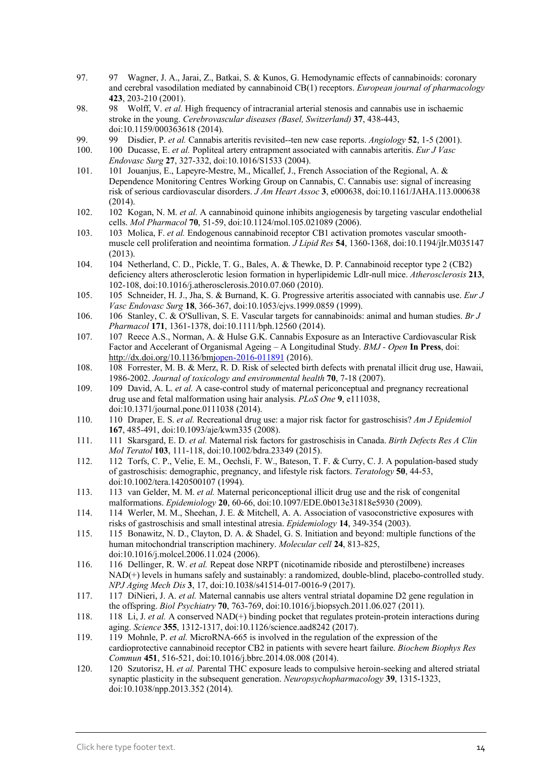97. 97 Wagner, J. A., Jarai, Z., Batkai, S. & Kunos, G. Hemodynamic effects of cannabinoids: coronary and cerebral vasodilation mediated by cannabinoid CB(1) receptors. *European journal of pharmacology* **423**, 203-210 (2001).
98. 98 Wolff, V. *et al.* High frequency of intracranial arterial stenosis and cannabis use in ischaemic stroke in the young. *Cerebrovascular diseases (Basel, Switzerland)* **37**, 438-443, doi:10.1159/000363618 (2014).
99. 99 Disdier, P. *et al.* Cannabis arteritis revisited--ten new case reports. *Angiology* **52**, 1-5 (2001).
100. 100 Ducasse, E. *et al.* Popliteal artery entrapment associated with cannabis arteritis. *Eur J Vasc Endovasc Surg* **27**, 327-332, doi:10.1016/S1533 (2004).
101. 101 Jouanjus, E., Lapeyre-Mestre, M., Micallef, J., French Association of the Regional, A. & Dependence Monitoring Centres Working Group on Cannabis, C. Cannabis use: signal of increasing risk of serious cardiovascular disorders. *J Am Heart Assoc* **3**, e000638, doi:10.1161/JAHA.113.000638 (2014).
102. 102 Kogan, N. M. *et al.* A cannabinoid quinone inhibits angiogenesis by targeting vascular endothelial cells. *Mol Pharmacol* **70**, 51-59, doi:10.1124/mol.105.021089 (2006).
103. 103 Molica, F. *et al.* Endogenous cannabinoid receptor CB1 activation promotes vascular smooth-muscle cell proliferation and neointima formation. *J Lipid Res* **54**, 1360-1368, doi:10.1194/jlr.M035147 (2013).
104. 104 Netherland, C. D., Pickle, T. G., Bales, A. & Thewke, D. P. Cannabinoid receptor type 2 (CB2) deficiency alters atherosclerotic lesion formation in hyperlipidemic Ldlr-null mice. *Atherosclerosis* **213**, 102-108, doi:10.1016/j.atherosclerosis.2010.07.060 (2010).
105. 105 Schneider, H. J., Jha, S. & Burnand, K. G. Progressive arteritis associated with cannabis use. *Eur J Vasc Endovasc Surg* **18**, 366-367, doi:10.1053/ejvs.1999.0859 (1999).
106. 106 Stanley, C. & O'Sullivan, S. E. Vascular targets for cannabinoids: animal and human studies. *Br J Pharmacol* **171**, 1361-1378, doi:10.1111/bph.12560 (2014).
107. 107 Reece A.S., Norman, A. & Hulse G.K. Cannabis Exposure as an Interactive Cardiovascular Risk Factor and Accelerant of Organismal Ageing – A Longitudinal Study. *BMJ - Open* **In Press**, doi: http://dx.doi.org/10.1136/bmjopen-2016-011891 (2016).
108. 108 Forrester, M. B. & Merz, R. D. Risk of selected birth defects with prenatal illicit drug use, Hawaii, 1986-2002. *Journal of toxicology and environmental health* **70**, 7-18 (2007).
109. 109 David, A. L. *et al.* A case-control study of maternal periconceptual and pregnancy recreational drug use and fetal malformation using hair analysis. *PLoS One* **9**, e111038, doi:10.1371/journal.pone.0111038 (2014).
110. 110 Draper, E. S. *et al.* Recreational drug use: a major risk factor for gastroschisis? *Am J Epidemiol* **167**, 485-491, doi:10.1093/aje/kwm335 (2008).
111. 111 Skarsgard, E. D. *et al.* Maternal risk factors for gastroschisis in Canada. *Birth Defects Res A Clin Mol Teratol* **103**, 111-118, doi:10.1002/bdra.23349 (2015).
112. 112 Torfs, C. P., Velie, E. M., Oechsli, F. W., Bateson, T. F. & Curry, C. J. A population-based study of gastroschisis: demographic, pregnancy, and lifestyle risk factors. *Teratology* **50**, 44-53, doi:10.1002/tera.1420500107 (1994).
113. 113 van Gelder, M. M. *et al.* Maternal periconceptional illicit drug use and the risk of congenital malformations. *Epidemiology* **20**, 60-66, doi:10.1097/EDE.0b013e31818e5930 (2009).
114. 114 Werler, M. M., Sheehan, J. E. & Mitchell, A. A. Association of vasoconstrictive exposures with risks of gastroschisis and small intestinal atresia. *Epidemiology* **14**, 349-354 (2003).
115. 115 Bonawitz, N. D., Clayton, D. A. & Shadel, G. S. Initiation and beyond: multiple functions of the human mitochondrial transcription machinery. *Molecular cell* **24**, 813-825, doi:10.1016/j.molcel.2006.11.024 (2006).
116. 116 Dellinger, R. W. *et al.* Repeat dose NRPT (nicotinamide riboside and pterostilbene) increases NAD(+) levels in humans safely and sustainably: a randomized, double-blind, placebo-controlled study. *NPJ Aging Mech Dis* **3**, 17, doi:10.1038/s41514-017-0016-9 (2017).
117. 117 DiNieri, J. A. *et al.* Maternal cannabis use alters ventral striatal dopamine D2 gene regulation in the offspring. *Biol Psychiatry* **70**, 763-769, doi:10.1016/j.biopsych.2011.06.027 (2011).
118. 118 Li, J. *et al.* A conserved NAD(+) binding pocket that regulates protein-protein interactions during aging. *Science* **355**, 1312-1317, doi:10.1126/science.aad8242 (2017).
119. 119 Mohnle, P. *et al.* MicroRNA-665 is involved in the regulation of the expression of the cardioprotective cannabinoid receptor CB2 in patients with severe heart failure. *Biochem Biophys Res Commun* **451**, 516-521, doi:10.1016/j.bbrc.2014.08.008 (2014).
120. 120 Szutorisz, H. *et al.* Parental THC exposure leads to compulsive heroin-seeking and altered striatal synaptic plasticity in the subsequent generation. *Neuropsychopharmacology* **39**, 1315-1323, doi:10.1038/npp.2013.352 (2014).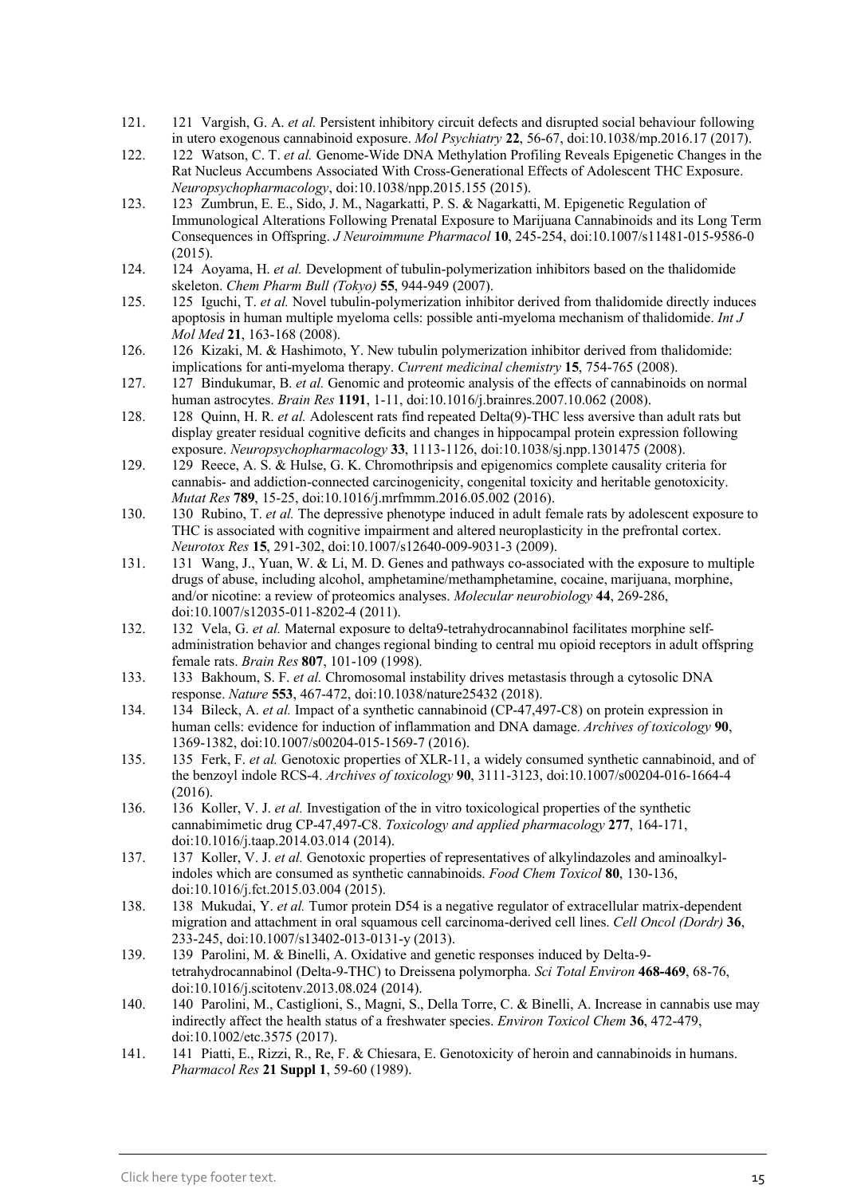121. 121 Vargish, G. A. *et al.* Persistent inhibitory circuit defects and disrupted social behaviour following in utero exogenous cannabinoid exposure. *Mol Psychiatry* **22**, 56-67, doi:10.1038/mp.2016.17 (2017).
122. 122 Watson, C. T. *et al.* Genome-Wide DNA Methylation Profiling Reveals Epigenetic Changes in the Rat Nucleus Accumbens Associated With Cross-Generational Effects of Adolescent THC Exposure. *Neuropsychopharmacology*, doi:10.1038/npp.2015.155 (2015).
123. 123 Zumbrun, E. E., Sido, J. M., Nagarkatti, P. S. & Nagarkatti, M. Epigenetic Regulation of Immunological Alterations Following Prenatal Exposure to Marijuana Cannabinoids and its Long Term Consequences in Offspring. *J Neuroimmune Pharmacol* **10**, 245-254, doi:10.1007/s11481-015-9586-0 (2015).
124. 124 Aoyama, H. *et al.* Development of tubulin-polymerization inhibitors based on the thalidomide skeleton. *Chem Pharm Bull (Tokyo)* **55**, 944-949 (2007).
125. 125 Iguchi, T. *et al.* Novel tubulin-polymerization inhibitor derived from thalidomide directly induces apoptosis in human multiple myeloma cells: possible anti-myeloma mechanism of thalidomide. *Int J Mol Med* **21**, 163-168 (2008).
126. 126 Kizaki, M. & Hashimoto, Y. New tubulin polymerization inhibitor derived from thalidomide: implications for anti-myeloma therapy. *Current medicinal chemistry* **15**, 754-765 (2008).
127. 127 Bindukumar, B. *et al.* Genomic and proteomic analysis of the effects of cannabinoids on normal human astrocytes. *Brain Res* **1191**, 1-11, doi:10.1016/j.brainres.2007.10.062 (2008).
128. 128 Quinn, H. R. *et al.* Adolescent rats find repeated Delta(9)-THC less aversive than adult rats but display greater residual cognitive deficits and changes in hippocampal protein expression following exposure. *Neuropsychopharmacology* **33**, 1113-1126, doi:10.1038/sj.npp.1301475 (2008).
129. 129 Reece, A. S. & Hulse, G. K. Chromothripsis and epigenomics complete causality criteria for cannabis- and addiction-connected carcinogenicity, congenital toxicity and heritable genotoxicity. *Mutat Res* **789**, 15-25, doi:10.1016/j.mrfmmm.2016.05.002 (2016).
130. 130 Rubino, T. *et al.* The depressive phenotype induced in adult female rats by adolescent exposure to THC is associated with cognitive impairment and altered neuroplasticity in the prefrontal cortex. *Neurotox Res* **15**, 291-302, doi:10.1007/s12640-009-9031-3 (2009).
131. 131 Wang, J., Yuan, W. & Li, M. D. Genes and pathways co-associated with the exposure to multiple drugs of abuse, including alcohol, amphetamine/methamphetamine, cocaine, marijuana, morphine, and/or nicotine: a review of proteomics analyses. *Molecular neurobiology* **44**, 269-286, doi:10.1007/s12035-011-8202-4 (2011).
132. 132 Vela, G. *et al.* Maternal exposure to delta9-tetrahydrocannabinol facilitates morphine self-administration behavior and changes regional binding to central mu opioid receptors in adult offspring female rats. *Brain Res* **807**, 101-109 (1998).
133. 133 Bakhoum, S. F. *et al.* Chromosomal instability drives metastasis through a cytosolic DNA response. *Nature* **553**, 467-472, doi:10.1038/nature25432 (2018).
134. 134 Bileck, A. *et al.* Impact of a synthetic cannabinoid (CP-47,497-C8) on protein expression in human cells: evidence for induction of inflammation and DNA damage. *Archives of toxicology* **90**, 1369-1382, doi:10.1007/s00204-015-1569-7 (2016).
135. 135 Ferk, F. *et al.* Genotoxic properties of XLR-11, a widely consumed synthetic cannabinoid, and of the benzoyl indole RCS-4. *Archives of toxicology* **90**, 3111-3123, doi:10.1007/s00204-016-1664-4 (2016).
136. 136 Koller, V. J. *et al.* Investigation of the in vitro toxicological properties of the synthetic cannabimimetic drug CP-47,497-C8. *Toxicology and applied pharmacology* **277**, 164-171, doi:10.1016/j.taap.2014.03.014 (2014).
137. 137 Koller, V. J. *et al.* Genotoxic properties of representatives of alkylindazoles and aminoalkyl-indoles which are consumed as synthetic cannabinoids. *Food Chem Toxicol* **80**, 130-136, doi:10.1016/j.fct.2015.03.004 (2015).
138. 138 Mukudai, Y. *et al.* Tumor protein D54 is a negative regulator of extracellular matrix-dependent migration and attachment in oral squamous cell carcinoma-derived cell lines. *Cell Oncol (Dordr)* **36**, 233-245, doi:10.1007/s13402-013-0131-y (2013).
139. 139 Parolini, M. & Binelli, A. Oxidative and genetic responses induced by Delta-9-tetrahydrocannabinol (Delta-9-THC) to Dreissena polymorpha. *Sci Total Environ* **468-469**, 68-76, doi:10.1016/j.scitotenv.2013.08.024 (2014).
140. 140 Parolini, M., Castiglioni, S., Magni, S., Della Torre, C. & Binelli, A. Increase in cannabis use may indirectly affect the health status of a freshwater species. *Environ Toxicol Chem* **36**, 472-479, doi:10.1002/etc.3575 (2017).
141. 141 Piatti, E., Rizzi, R., Re, F. & Chiesara, E. Genotoxicity of heroin and cannabinoids in humans. *Pharmacol Res* **21 Suppl 1**, 59-60 (1989).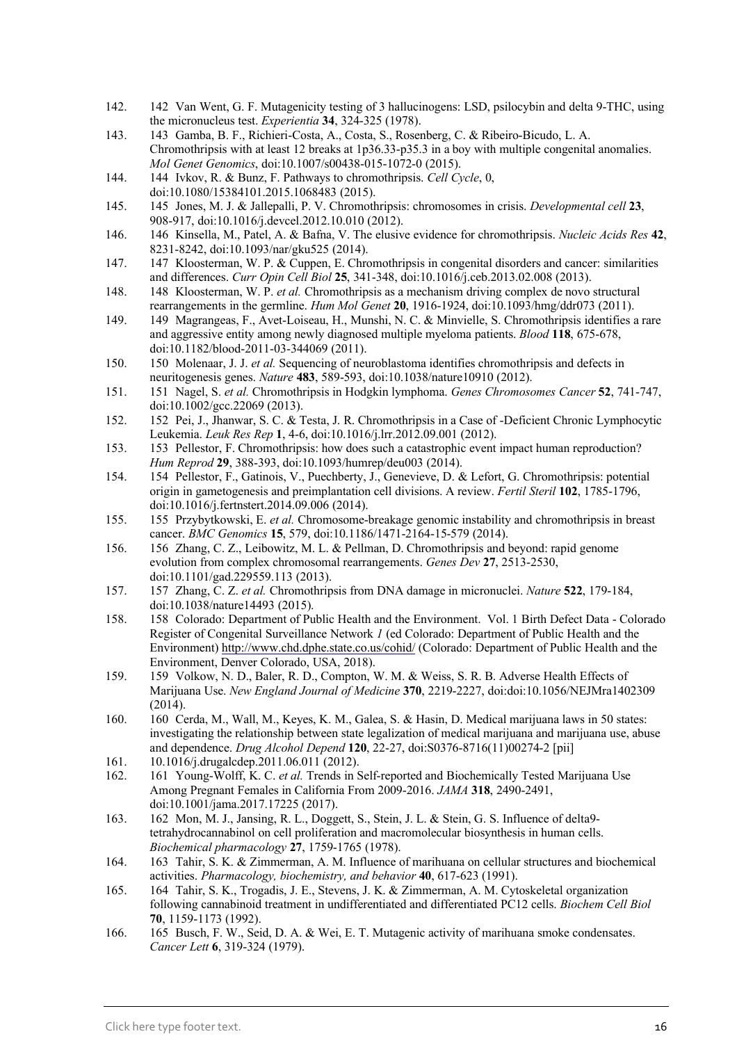142. 142 Van Went, G. F. Mutagenicity testing of 3 hallucinogens: LSD, psilocybin and delta 9-THC, using the micronucleus test. *Experientia* **34**, 324-325 (1978).
143. 143 Gamba, B. F., Richieri-Costa, A., Costa, S., Rosenberg, C. & Ribeiro-Bicudo, L. A. Chromothripsis with at least 12 breaks at 1p36.33-p35.3 in a boy with multiple congenital anomalies. *Mol Genet Genomics*, doi:10.1007/s00438-015-1072-0 (2015).
144. 144 Ivkov, R. & Bunz, F. Pathways to chromothripsis. *Cell Cycle*, 0, doi:10.1080/15384101.2015.1068483 (2015).
145. 145 Jones, M. J. & Jallepalli, P. V. Chromothripsis: chromosomes in crisis. *Developmental cell* **23**, 908-917, doi:10.1016/j.devcel.2012.10.010 (2012).
146. 146 Kinsella, M., Patel, A. & Bafna, V. The elusive evidence for chromothripsis. *Nucleic Acids Res* **42**, 8231-8242, doi:10.1093/nar/gku525 (2014).
147. 147 Kloosterman, W. P. & Cuppen, E. Chromothripsis in congenital disorders and cancer: similarities and differences. *Curr Opin Cell Biol* **25**, 341-348, doi:10.1016/j.ceb.2013.02.008 (2013).
148. 148 Kloosterman, W. P. *et al.* Chromothripsis as a mechanism driving complex de novo structural rearrangements in the germline. *Hum Mol Genet* **20**, 1916-1924, doi:10.1093/hmg/ddr073 (2011).
149. 149 Magrangeas, F., Avet-Loiseau, H., Munshi, N. C. & Minvielle, S. Chromothripsis identifies a rare and aggressive entity among newly diagnosed multiple myeloma patients. *Blood* **118**, 675-678, doi:10.1182/blood-2011-03-344069 (2011).
150. 150 Molenaar, J. J. *et al.* Sequencing of neuroblastoma identifies chromothripsis and defects in neuritogenesis genes. *Nature* **483**, 589-593, doi:10.1038/nature10910 (2012).
151. 151 Nagel, S. *et al.* Chromothripsis in Hodgkin lymphoma. *Genes Chromosomes Cancer* **52**, 741-747, doi:10.1002/gcc.22069 (2013).
152. 152 Pei, J., Jhanwar, S. C. & Testa, J. R. Chromothripsis in a Case of -Deficient Chronic Lymphocytic Leukemia. *Leuk Res Rep* **1**, 4-6, doi:10.1016/j.lrr.2012.09.001 (2012).
153. 153 Pellestor, F. Chromothripsis: how does such a catastrophic event impact human reproduction? *Hum Reprod* **29**, 388-393, doi:10.1093/humrep/deu003 (2014).
154. 154 Pellestor, F., Gatinois, V., Puechberty, J., Genevieve, D. & Lefort, G. Chromothripsis: potential origin in gametogenesis and preimplantation cell divisions. A review. *Fertil Steril* **102**, 1785-1796, doi:10.1016/j.fertnstert.2014.09.006 (2014).
155. 155 Przybytkowski, E. *et al.* Chromosome-breakage genomic instability and chromothripsis in breast cancer. *BMC Genomics* **15**, 579, doi:10.1186/1471-2164-15-579 (2014).
156. 156 Zhang, C. Z., Leibowitz, M. L. & Pellman, D. Chromothripsis and beyond: rapid genome evolution from complex chromosomal rearrangements. *Genes Dev* **27**, 2513-2530, doi:10.1101/gad.229559.113 (2013).
157. 157 Zhang, C. Z. *et al.* Chromothripsis from DNA damage in micronuclei. *Nature* **522**, 179-184, doi:10.1038/nature14493 (2015).
158. 158 Colorado: Department of Public Health and the Environment. Vol. 1 Birth Defect Data - Colorado Register of Congenital Surveillance Network *1* (ed Colorado: Department of Public Health and the Environment) http://www.chd.dphe.state.co.us/cohid/ (Colorado: Department of Public Health and the Environment, Denver Colorado, USA, 2018).
159. 159 Volkow, N. D., Baler, R. D., Compton, W. M. & Weiss, S. R. B. Adverse Health Effects of Marijuana Use. *New England Journal of Medicine* **370**, 2219-2227, doi:doi:10.1056/NEJMra1402309 (2014).
160. 160 Cerda, M., Wall, M., Keyes, K. M., Galea, S. & Hasin, D. Medical marijuana laws in 50 states: investigating the relationship between state legalization of medical marijuana and marijuana use, abuse and dependence. *Drug Alcohol Depend* **120**, 22-27, doi:S0376-8716(11)00274-2 [pii]
161. 10.1016/j.drugalcdep.2011.06.011 (2012).
162. 161 Young-Wolff, K. C. *et al.* Trends in Self-reported and Biochemically Tested Marijuana Use Among Pregnant Females in California From 2009-2016. *JAMA* **318**, 2490-2491, doi:10.1001/jama.2017.17225 (2017).
163. 162 Mon, M. J., Jansing, R. L., Doggett, S., Stein, J. L. & Stein, G. S. Influence of delta9-tetrahydrocannabinol on cell proliferation and macromolecular biosynthesis in human cells. *Biochemical pharmacology* **27**, 1759-1765 (1978).
164. 163 Tahir, S. K. & Zimmerman, A. M. Influence of marihuana on cellular structures and biochemical activities. *Pharmacology, biochemistry, and behavior* **40**, 617-623 (1991).
165. 164 Tahir, S. K., Trogadis, J. E., Stevens, J. K. & Zimmerman, A. M. Cytoskeletal organization following cannabinoid treatment in undifferentiated and differentiated PC12 cells. *Biochem Cell Biol* **70**, 1159-1173 (1992).
166. 165 Busch, F. W., Seid, D. A. & Wei, E. T. Mutagenic activity of marihuana smoke condensates. *Cancer Lett* **6**, 319-324 (1979).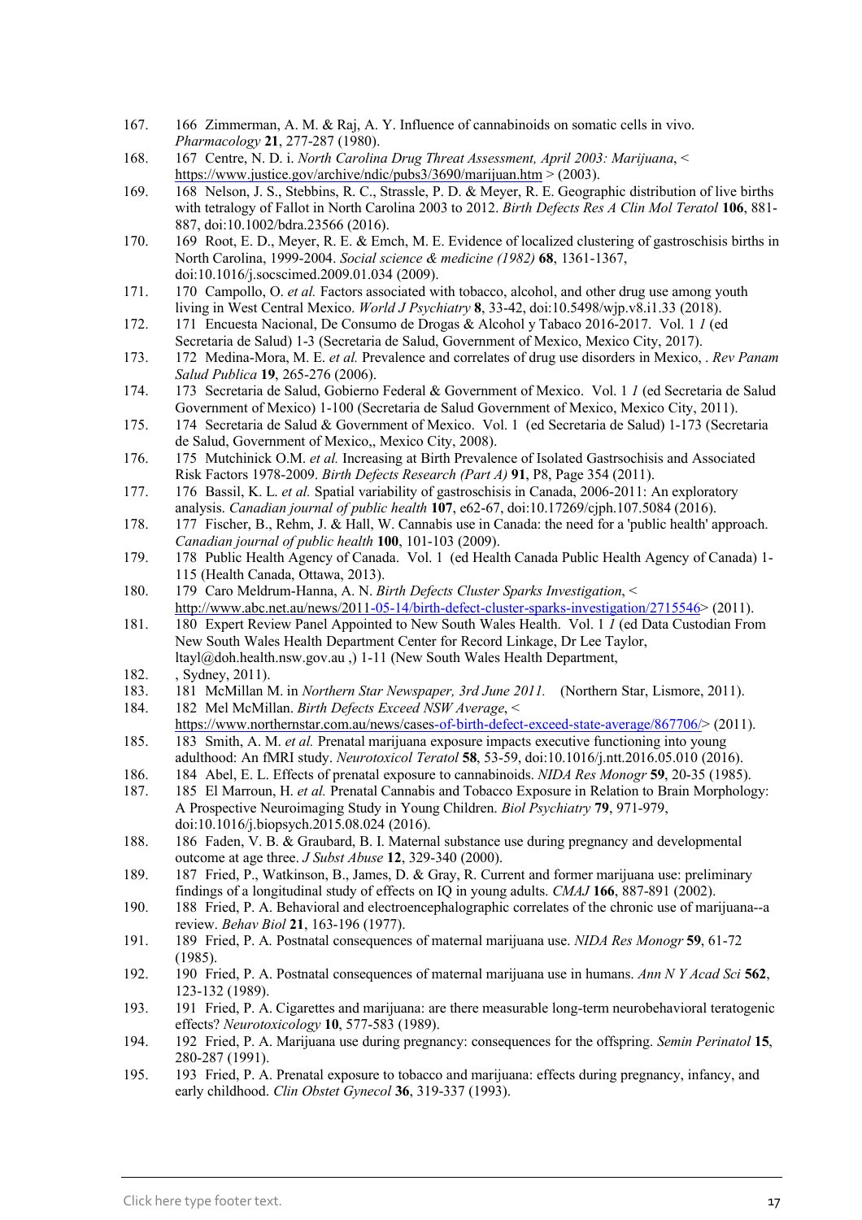167. 166 Zimmerman, A. M. & Raj, A. Y. Influence of cannabinoids on somatic cells in vivo. *Pharmacology* **21**, 277-287 (1980).
168. 167 Centre, N. D. i. *North Carolina Drug Threat Assessment, April 2003: Marijuana*, < https://www.justice.gov/archive/ndic/pubs3/3690/marijuan.htm > (2003).
169. 168 Nelson, J. S., Stebbins, R. C., Strassle, P. D. & Meyer, R. E. Geographic distribution of live births with tetralogy of Fallot in North Carolina 2003 to 2012. *Birth Defects Res A Clin Mol Teratol* **106**, 881-887, doi:10.1002/bdra.23566 (2016).
170. 169 Root, E. D., Meyer, R. E. & Emch, M. E. Evidence of localized clustering of gastroschisis births in North Carolina, 1999-2004. *Social science & medicine (1982)* **68**, 1361-1367, doi:10.1016/j.socscimed.2009.01.034 (2009).
171. 170 Campollo, O. *et al.* Factors associated with tobacco, alcohol, and other drug use among youth living in West Central Mexico. *World J Psychiatry* **8**, 33-42, doi:10.5498/wjp.v8.i1.33 (2018).
172. 171 Encuesta Nacional, De Consumo de Drogas & Alcohol y Tabaco 2016-2017. Vol. 1 *1* (ed Secretaria de Salud) 1-3 (Secretaria de Salud, Government of Mexico, Mexico City, 2017).
173. 172 Medina-Mora, M. E. *et al.* Prevalence and correlates of drug use disorders in Mexico, . *Rev Panam Salud Publica* **19**, 265-276 (2006).
174. 173 Secretaria de Salud, Gobierno Federal & Government of Mexico. Vol. 1 *1* (ed Secretaria de Salud Government of Mexico) 1-100 (Secretaria de Salud Government of Mexico, Mexico City, 2011).
175. 174 Secretaria de Salud & Government of Mexico. Vol. 1 (ed Secretaria de Salud) 1-173 (Secretaria de Salud, Government of Mexico,, Mexico City, 2008).
176. 175 Mutchinick O.M. *et al.* Increasing at Birth Prevalence of Isolated Gastrsochisis and Associated Risk Factors 1978-2009. *Birth Defects Research (Part A)* **91**, P8, Page 354 (2011).
177. 176 Bassil, K. L. *et al.* Spatial variability of gastroschisis in Canada, 2006-2011: An exploratory analysis. *Canadian journal of public health* **107**, e62-67, doi:10.17269/cjph.107.5084 (2016).
178. 177 Fischer, B., Rehm, J. & Hall, W. Cannabis use in Canada: the need for a 'public health' approach. *Canadian journal of public health* **100**, 101-103 (2009).
179. 178 Public Health Agency of Canada. Vol. 1 (ed Health Canada Public Health Agency of Canada) 1-115 (Health Canada, Ottawa, 2013).
180. 179 Caro Meldrum-Hanna, A. N. *Birth Defects Cluster Sparks Investigation*, < http://www.abc.net.au/news/2011-05-14/birth-defect-cluster-sparks-investigation/2715546> (2011).
181. 180 Expert Review Panel Appointed to New South Wales Health. Vol. 1 *1* (ed Data Custodian From New South Wales Health Department Center for Record Linkage, Dr Lee Taylor, ltayl@doh.health.nsw.gov.au ,) 1-11 (New South Wales Health Department,
182. , Sydney, 2011).
183. 181 McMillan M. in *Northern Star Newspaper, 3rd June 2011.* (Northern Star, Lismore, 2011).
184. 182 Mel McMillan. *Birth Defects Exceed NSW Average*, < https://www.northernstar.com.au/news/cases-of-birth-defect-exceed-state-average/867706/> (2011).
185. 183 Smith, A. M. *et al.* Prenatal marijuana exposure impacts executive functioning into young adulthood: An fMRI study. *Neurotoxicol Teratol* **58**, 53-59, doi:10.1016/j.ntt.2016.05.010 (2016).
186. 184 Abel, E. L. Effects of prenatal exposure to cannabinoids. *NIDA Res Monogr* **59**, 20-35 (1985).
187. 185 El Marroun, H. *et al.* Prenatal Cannabis and Tobacco Exposure in Relation to Brain Morphology: A Prospective Neuroimaging Study in Young Children. *Biol Psychiatry* **79**, 971-979, doi:10.1016/j.biopsych.2015.08.024 (2016).
188. 186 Faden, V. B. & Graubard, B. I. Maternal substance use during pregnancy and developmental outcome at age three. *J Subst Abuse* **12**, 329-340 (2000).
189. 187 Fried, P., Watkinson, B., James, D. & Gray, R. Current and former marijuana use: preliminary findings of a longitudinal study of effects on IQ in young adults. *CMAJ* **166**, 887-891 (2002).
190. 188 Fried, P. A. Behavioral and electroencephalographic correlates of the chronic use of marijuana--a review. *Behav Biol* **21**, 163-196 (1977).
191. 189 Fried, P. A. Postnatal consequences of maternal marijuana use. *NIDA Res Monogr* **59**, 61-72 (1985).
192. 190 Fried, P. A. Postnatal consequences of maternal marijuana use in humans. *Ann N Y Acad Sci* **562**, 123-132 (1989).
193. 191 Fried, P. A. Cigarettes and marijuana: are there measurable long-term neurobehavioral teratogenic effects? *Neurotoxicology* **10**, 577-583 (1989).
194. 192 Fried, P. A. Marijuana use during pregnancy: consequences for the offspring. *Semin Perinatol* **15**, 280-287 (1991).
195. 193 Fried, P. A. Prenatal exposure to tobacco and marijuana: effects during pregnancy, infancy, and early childhood. *Clin Obstet Gynecol* **36**, 319-337 (1993).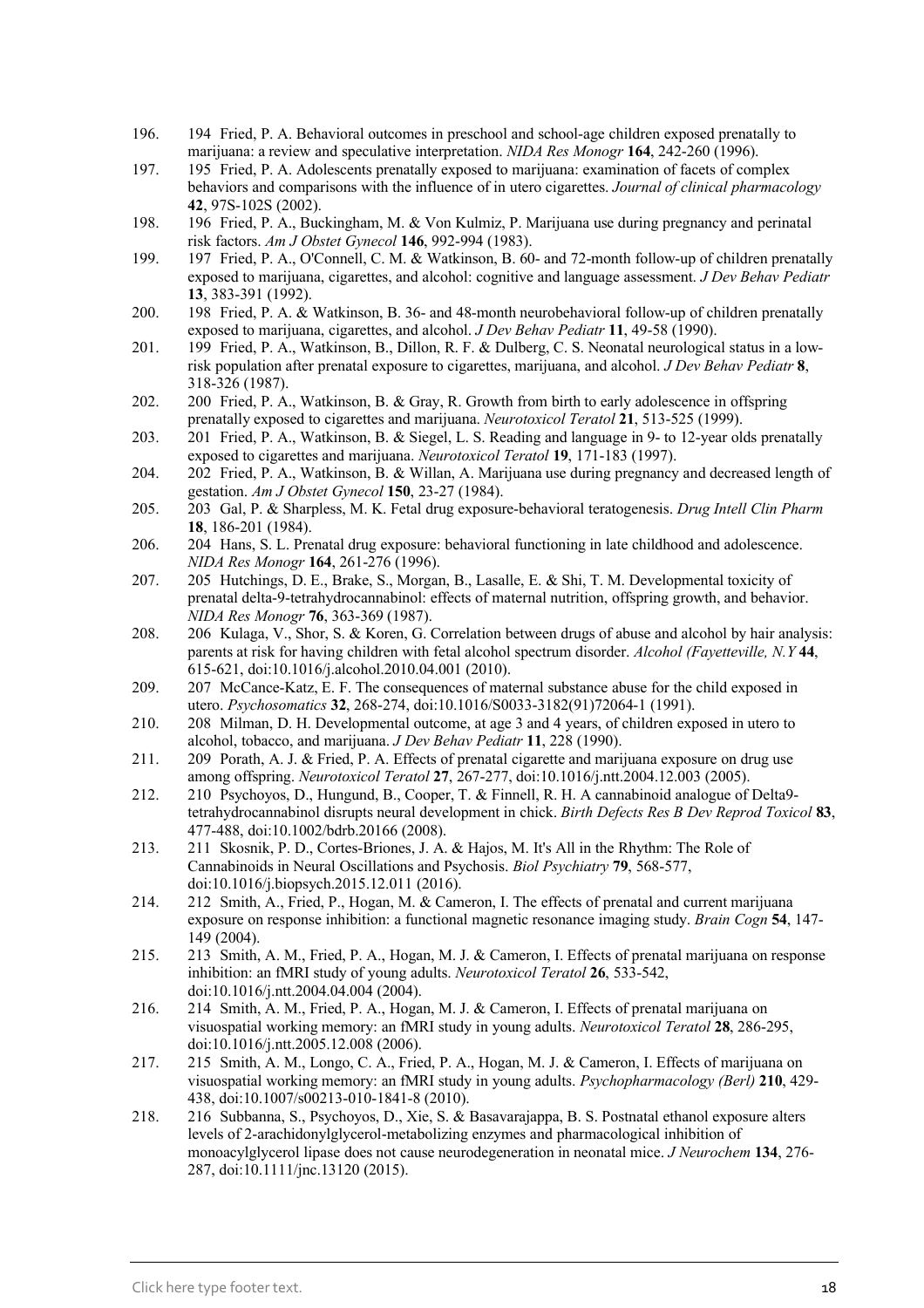196. 194 Fried, P. A. Behavioral outcomes in preschool and school-age children exposed prenatally to marijuana: a review and speculative interpretation. *NIDA Res Monogr* **164**, 242-260 (1996).
197. 195 Fried, P. A. Adolescents prenatally exposed to marijuana: examination of facets of complex behaviors and comparisons with the influence of in utero cigarettes. *Journal of clinical pharmacology* **42**, 97S-102S (2002).
198. 196 Fried, P. A., Buckingham, M. & Von Kulmiz, P. Marijuana use during pregnancy and perinatal risk factors. *Am J Obstet Gynecol* **146**, 992-994 (1983).
199. 197 Fried, P. A., O'Connell, C. M. & Watkinson, B. 60- and 72-month follow-up of children prenatally exposed to marijuana, cigarettes, and alcohol: cognitive and language assessment. *J Dev Behav Pediatr* **13**, 383-391 (1992).
200. 198 Fried, P. A. & Watkinson, B. 36- and 48-month neurobehavioral follow-up of children prenatally exposed to marijuana, cigarettes, and alcohol. *J Dev Behav Pediatr* **11**, 49-58 (1990).
201. 199 Fried, P. A., Watkinson, B., Dillon, R. F. & Dulberg, C. S. Neonatal neurological status in a low-risk population after prenatal exposure to cigarettes, marijuana, and alcohol. *J Dev Behav Pediatr* **8**, 318-326 (1987).
202. 200 Fried, P. A., Watkinson, B. & Gray, R. Growth from birth to early adolescence in offspring prenatally exposed to cigarettes and marijuana. *Neurotoxicol Teratol* **21**, 513-525 (1999).
203. 201 Fried, P. A., Watkinson, B. & Siegel, L. S. Reading and language in 9- to 12-year olds prenatally exposed to cigarettes and marijuana. *Neurotoxicol Teratol* **19**, 171-183 (1997).
204. 202 Fried, P. A., Watkinson, B. & Willan, A. Marijuana use during pregnancy and decreased length of gestation. *Am J Obstet Gynecol* **150**, 23-27 (1984).
205. 203 Gal, P. & Sharpless, M. K. Fetal drug exposure-behavioral teratogenesis. *Drug Intell Clin Pharm* **18**, 186-201 (1984).
206. 204 Hans, S. L. Prenatal drug exposure: behavioral functioning in late childhood and adolescence. *NIDA Res Monogr* **164**, 261-276 (1996).
207. 205 Hutchings, D. E., Brake, S., Morgan, B., Lasalle, E. & Shi, T. M. Developmental toxicity of prenatal delta-9-tetrahydrocannabinol: effects of maternal nutrition, offspring growth, and behavior. *NIDA Res Monogr* **76**, 363-369 (1987).
208. 206 Kulaga, V., Shor, S. & Koren, G. Correlation between drugs of abuse and alcohol by hair analysis: parents at risk for having children with fetal alcohol spectrum disorder. *Alcohol (Fayetteville, N.Y* **44**, 615-621, doi:10.1016/j.alcohol.2010.04.001 (2010).
209. 207 McCance-Katz, E. F. The consequences of maternal substance abuse for the child exposed in utero. *Psychosomatics* **32**, 268-274, doi:10.1016/S0033-3182(91)72064-1 (1991).
210. 208 Milman, D. H. Developmental outcome, at age 3 and 4 years, of children exposed in utero to alcohol, tobacco, and marijuana. *J Dev Behav Pediatr* **11**, 228 (1990).
211. 209 Porath, A. J. & Fried, P. A. Effects of prenatal cigarette and marijuana exposure on drug use among offspring. *Neurotoxicol Teratol* **27**, 267-277, doi:10.1016/j.ntt.2004.12.003 (2005).
212. 210 Psychoyos, D., Hungund, B., Cooper, T. & Finnell, R. H. A cannabinoid analogue of Delta9-tetrahydrocannabinol disrupts neural development in chick. *Birth Defects Res B Dev Reprod Toxicol* **83**, 477-488, doi:10.1002/bdrb.20166 (2008).
213. 211 Skosnik, P. D., Cortes-Briones, J. A. & Hajos, M. It's All in the Rhythm: The Role of Cannabinoids in Neural Oscillations and Psychosis. *Biol Psychiatry* **79**, 568-577, doi:10.1016/j.biopsych.2015.12.011 (2016).
214. 212 Smith, A., Fried, P., Hogan, M. & Cameron, I. The effects of prenatal and current marijuana exposure on response inhibition: a functional magnetic resonance imaging study. *Brain Cogn* **54**, 147-149 (2004).
215. 213 Smith, A. M., Fried, P. A., Hogan, M. J. & Cameron, I. Effects of prenatal marijuana on response inhibition: an fMRI study of young adults. *Neurotoxicol Teratol* **26**, 533-542, doi:10.1016/j.ntt.2004.04.004 (2004).
216. 214 Smith, A. M., Fried, P. A., Hogan, M. J. & Cameron, I. Effects of prenatal marijuana on visuospatial working memory: an fMRI study in young adults. *Neurotoxicol Teratol* **28**, 286-295, doi:10.1016/j.ntt.2005.12.008 (2006).
217. 215 Smith, A. M., Longo, C. A., Fried, P. A., Hogan, M. J. & Cameron, I. Effects of marijuana on visuospatial working memory: an fMRI study in young adults. *Psychopharmacology (Berl)* **210**, 429-438, doi:10.1007/s00213-010-1841-8 (2010).
218. 216 Subbanna, S., Psychoyos, D., Xie, S. & Basavarajappa, B. S. Postnatal ethanol exposure alters levels of 2-arachidonylglycerol-metabolizing enzymes and pharmacological inhibition of monoacylglycerol lipase does not cause neurodegeneration in neonatal mice. *J Neurochem* **134**, 276-287, doi:10.1111/jnc.13120 (2015).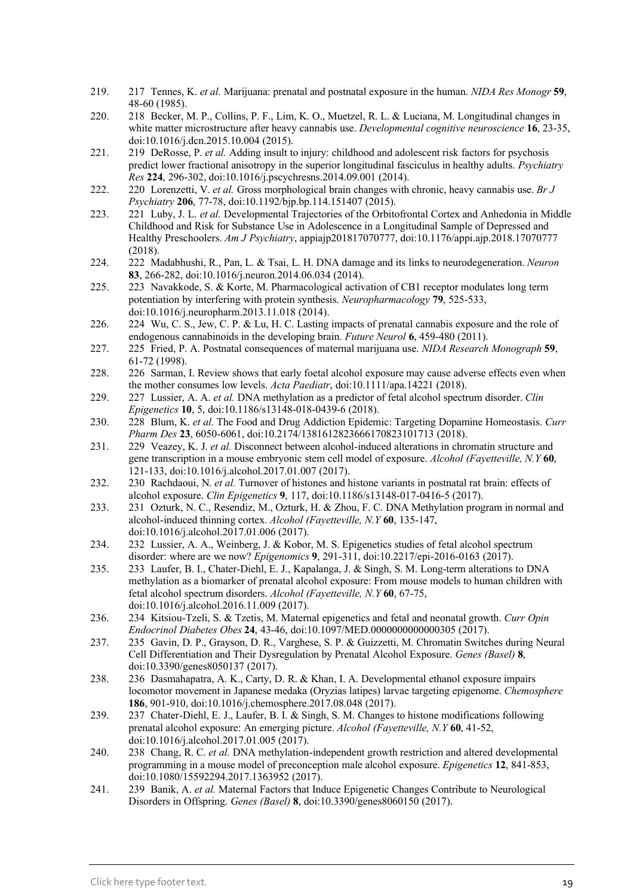219. 217 Tennes, K. *et al.* Marijuana: prenatal and postnatal exposure in the human. *NIDA Res Monogr* **59**, 48-60 (1985).
220. 218 Becker, M. P., Collins, P. F., Lim, K. O., Muetzel, R. L. & Luciana, M. Longitudinal changes in white matter microstructure after heavy cannabis use. *Developmental cognitive neuroscience* **16**, 23-35, doi:10.1016/j.dcn.2015.10.004 (2015).
221. 219 DeRosse, P. *et al.* Adding insult to injury: childhood and adolescent risk factors for psychosis predict lower fractional anisotropy in the superior longitudinal fasciculus in healthy adults. *Psychiatry Res* **224**, 296-302, doi:10.1016/j.pscychresns.2014.09.001 (2014).
222. 220 Lorenzetti, V. *et al.* Gross morphological brain changes with chronic, heavy cannabis use. *Br J Psychiatry* **206**, 77-78, doi:10.1192/bjp.bp.114.151407 (2015).
223. 221 Luby, J. L. *et al.* Developmental Trajectories of the Orbitofrontal Cortex and Anhedonia in Middle Childhood and Risk for Substance Use in Adolescence in a Longitudinal Sample of Depressed and Healthy Preschoolers. *Am J Psychiatry*, appiajp201817070777, doi:10.1176/appi.ajp.2018.17070777 (2018).
224. 222 Madabhushi, R., Pan, L. & Tsai, L. H. DNA damage and its links to neurodegeneration. *Neuron* **83**, 266-282, doi:10.1016/j.neuron.2014.06.034 (2014).
225. 223 Navakkode, S. & Korte, M. Pharmacological activation of CB1 receptor modulates long term potentiation by interfering with protein synthesis. *Neuropharmacology* **79**, 525-533, doi:10.1016/j.neuropharm.2013.11.018 (2014).
226. 224 Wu, C. S., Jew, C. P. & Lu, H. C. Lasting impacts of prenatal cannabis exposure and the role of endogenous cannabinoids in the developing brain. *Future Neurol* **6**, 459-480 (2011).
227. 225 Fried, P. A. Postnatal consequences of maternal marijuana use. *NIDA Research Monograph* **59**, 61-72 (1998).
228. 226 Sarman, I. Review shows that early foetal alcohol exposure may cause adverse effects even when the mother consumes low levels. *Acta Paediatr*, doi:10.1111/apa.14221 (2018).
229. 227 Lussier, A. A. *et al.* DNA methylation as a predictor of fetal alcohol spectrum disorder. *Clin Epigenetics* **10**, 5, doi:10.1186/s13148-018-0439-6 (2018).
230. 228 Blum, K. *et al.* The Food and Drug Addiction Epidemic: Targeting Dopamine Homeostasis. *Curr Pharm Des* **23**, 6050-6061, doi:10.2174/1381612823666170823101713 (2018).
231. 229 Veazey, K. J. *et al.* Disconnect between alcohol-induced alterations in chromatin structure and gene transcription in a mouse embryonic stem cell model of exposure. *Alcohol (Fayetteville, N.Y* **60**, 121-133, doi:10.1016/j.alcohol.2017.01.007 (2017).
232. 230 Rachdaoui, N. *et al.* Turnover of histones and histone variants in postnatal rat brain: effects of alcohol exposure. *Clin Epigenetics* **9**, 117, doi:10.1186/s13148-017-0416-5 (2017).
233. 231 Ozturk, N. C., Resendiz, M., Ozturk, H. & Zhou, F. C. DNA Methylation program in normal and alcohol-induced thinning cortex. *Alcohol (Fayetteville, N.Y* **60**, 135-147, doi:10.1016/j.alcohol.2017.01.006 (2017).
234. 232 Lussier, A. A., Weinberg, J. & Kobor, M. S. Epigenetics studies of fetal alcohol spectrum disorder: where are we now? *Epigenomics* **9**, 291-311, doi:10.2217/epi-2016-0163 (2017).
235. 233 Laufer, B. I., Chater-Diehl, E. J., Kapalanga, J. & Singh, S. M. Long-term alterations to DNA methylation as a biomarker of prenatal alcohol exposure: From mouse models to human children with fetal alcohol spectrum disorders. *Alcohol (Fayetteville, N.Y* **60**, 67-75, doi:10.1016/j.alcohol.2016.11.009 (2017).
236. 234 Kitsiou-Tzeli, S. & Tzetis, M. Maternal epigenetics and fetal and neonatal growth. *Curr Opin Endocrinol Diabetes Obes* **24**, 43-46, doi:10.1097/MED.0000000000000305 (2017).
237. 235 Gavin, D. P., Grayson, D. R., Varghese, S. P. & Guizzetti, M. Chromatin Switches during Neural Cell Differentiation and Their Dysregulation by Prenatal Alcohol Exposure. *Genes (Basel)* **8**, doi:10.3390/genes8050137 (2017).
238. 236 Dasmahapatra, A. K., Carty, D. R. & Khan, I. A. Developmental ethanol exposure impairs locomotor movement in Japanese medaka (Oryzias latipes) larvae targeting epigenome. *Chemosphere* **186**, 901-910, doi:10.1016/j.chemosphere.2017.08.048 (2017).
239. 237 Chater-Diehl, E. J., Laufer, B. I. & Singh, S. M. Changes to histone modifications following prenatal alcohol exposure: An emerging picture. *Alcohol (Fayetteville, N.Y* **60**, 41-52, doi:10.1016/j.alcohol.2017.01.005 (2017).
240. 238 Chang, R. C. *et al.* DNA methylation-independent growth restriction and altered developmental programming in a mouse model of preconception male alcohol exposure. *Epigenetics* **12**, 841-853, doi:10.1080/15592294.2017.1363952 (2017).
241. 239 Banik, A. *et al.* Maternal Factors that Induce Epigenetic Changes Contribute to Neurological Disorders in Offspring. *Genes (Basel)* **8**, doi:10.3390/genes8060150 (2017).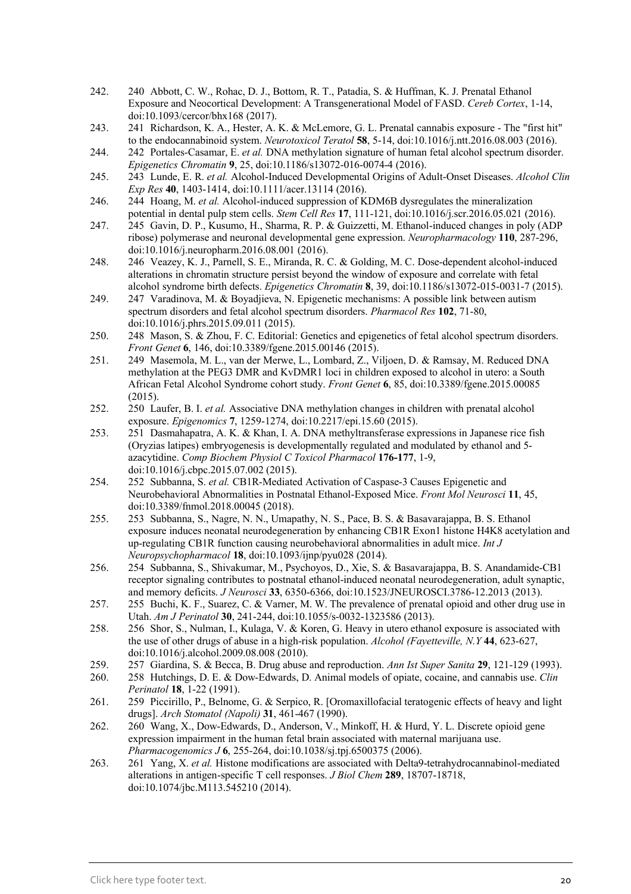242. 240 Abbott, C. W., Rohac, D. J., Bottom, R. T., Patadia, S. & Huffman, K. J. Prenatal Ethanol Exposure and Neocortical Development: A Transgenerational Model of FASD. *Cereb Cortex*, 1-14, doi:10.1093/cercor/bhx168 (2017).

243. 241 Richardson, K. A., Hester, A. K. & McLemore, G. L. Prenatal cannabis exposure - The "first hit" to the endocannabinoid system. *Neurotoxicol Teratol* **58**, 5-14, doi:10.1016/j.ntt.2016.08.003 (2016).

244. 242 Portales-Casamar, E. *et al.* DNA methylation signature of human fetal alcohol spectrum disorder. *Epigenetics Chromatin* **9**, 25, doi:10.1186/s13072-016-0074-4 (2016).

245. 243 Lunde, E. R. *et al.* Alcohol-Induced Developmental Origins of Adult-Onset Diseases. *Alcohol Clin Exp Res* **40**, 1403-1414, doi:10.1111/acer.13114 (2016).

246. 244 Hoang, M. *et al.* Alcohol-induced suppression of KDM6B dysregulates the mineralization potential in dental pulp stem cells. *Stem Cell Res* **17**, 111-121, doi:10.1016/j.scr.2016.05.021 (2016).

247. 245 Gavin, D. P., Kusumo, H., Sharma, R. P. & Guizzetti, M. Ethanol-induced changes in poly (ADP ribose) polymerase and neuronal developmental gene expression. *Neuropharmacology* **110**, 287-296, doi:10.1016/j.neuropharm.2016.08.001 (2016).

248. 246 Veazey, K. J., Parnell, S. E., Miranda, R. C. & Golding, M. C. Dose-dependent alcohol-induced alterations in chromatin structure persist beyond the window of exposure and correlate with fetal alcohol syndrome birth defects. *Epigenetics Chromatin* **8**, 39, doi:10.1186/s13072-015-0031-7 (2015).

249. 247 Varadinova, M. & Boyadjieva, N. Epigenetic mechanisms: A possible link between autism spectrum disorders and fetal alcohol spectrum disorders. *Pharmacol Res* **102**, 71-80, doi:10.1016/j.phrs.2015.09.011 (2015).

250. 248 Mason, S. & Zhou, F. C. Editorial: Genetics and epigenetics of fetal alcohol spectrum disorders. *Front Genet* **6**, 146, doi:10.3389/fgene.2015.00146 (2015).

251. 249 Masemola, M. L., van der Merwe, L., Lombard, Z., Viljoen, D. & Ramsay, M. Reduced DNA methylation at the PEG3 DMR and KvDMR1 loci in children exposed to alcohol in utero: a South African Fetal Alcohol Syndrome cohort study. *Front Genet* **6**, 85, doi:10.3389/fgene.2015.00085 (2015).

252. 250 Laufer, B. I. *et al.* Associative DNA methylation changes in children with prenatal alcohol exposure. *Epigenomics* **7**, 1259-1274, doi:10.2217/epi.15.60 (2015).

253. 251 Dasmahapatra, A. K. & Khan, I. A. DNA methyltransferase expressions in Japanese rice fish (Oryzias latipes) embryogenesis is developmentally regulated and modulated by ethanol and 5-azacytidine. *Comp Biochem Physiol C Toxicol Pharmacol* **176-177**, 1-9, doi:10.1016/j.cbpc.2015.07.002 (2015).

254. 252 Subbanna, S. *et al.* CB1R-Mediated Activation of Caspase-3 Causes Epigenetic and Neurobehavioral Abnormalities in Postnatal Ethanol-Exposed Mice. *Front Mol Neurosci* **11**, 45, doi:10.3389/fnmol.2018.00045 (2018).

255. 253 Subbanna, S., Nagre, N. N., Umapathy, N. S., Pace, B. S. & Basavarajappa, B. S. Ethanol exposure induces neonatal neurodegeneration by enhancing CB1R Exon1 histone H4K8 acetylation and up-regulating CB1R function causing neurobehavioral abnormalities in adult mice. *Int J Neuropsychopharmacol* **18**, doi:10.1093/ijnp/pyu028 (2014).

256. 254 Subbanna, S., Shivakumar, M., Psychoyos, D., Xie, S. & Basavarajappa, B. S. Anandamide-CB1 receptor signaling contributes to postnatal ethanol-induced neonatal neurodegeneration, adult synaptic, and memory deficits. *J Neurosci* **33**, 6350-6366, doi:10.1523/JNEUROSCI.3786-12.2013 (2013).

257. 255 Buchi, K. F., Suarez, C. & Varner, M. W. The prevalence of prenatal opioid and other drug use in Utah. *Am J Perinatol* **30**, 241-244, doi:10.1055/s-0032-1323586 (2013).

258. 256 Shor, S., Nulman, I., Kulaga, V. & Koren, G. Heavy in utero ethanol exposure is associated with the use of other drugs of abuse in a high-risk population. *Alcohol (Fayetteville, N.Y* **44**, 623-627, doi:10.1016/j.alcohol.2009.08.008 (2010).

259. 257 Giardina, S. & Becca, B. Drug abuse and reproduction. *Ann Ist Super Sanita* **29**, 121-129 (1993).

260. 258 Hutchings, D. E. & Dow-Edwards, D. Animal models of opiate, cocaine, and cannabis use. *Clin Perinatol* **18**, 1-22 (1991).

261. 259 Piccirillo, P., Belnome, G. & Serpico, R. [Oromaxillofacial teratogenic effects of heavy and light drugs]. *Arch Stomatol (Napoli)* **31**, 461-467 (1990).

262. 260 Wang, X., Dow-Edwards, D., Anderson, V., Minkoff, H. & Hurd, Y. L. Discrete opioid gene expression impairment in the human fetal brain associated with maternal marijuana use. *Pharmacogenomics J* **6**, 255-264, doi:10.1038/sj.tpj.6500375 (2006).

263. 261 Yang, X. *et al.* Histone modifications are associated with Delta9-tetrahydrocannabinol-mediated alterations in antigen-specific T cell responses. *J Biol Chem* **289**, 18707-18718, doi:10.1074/jbc.M113.545210 (2014).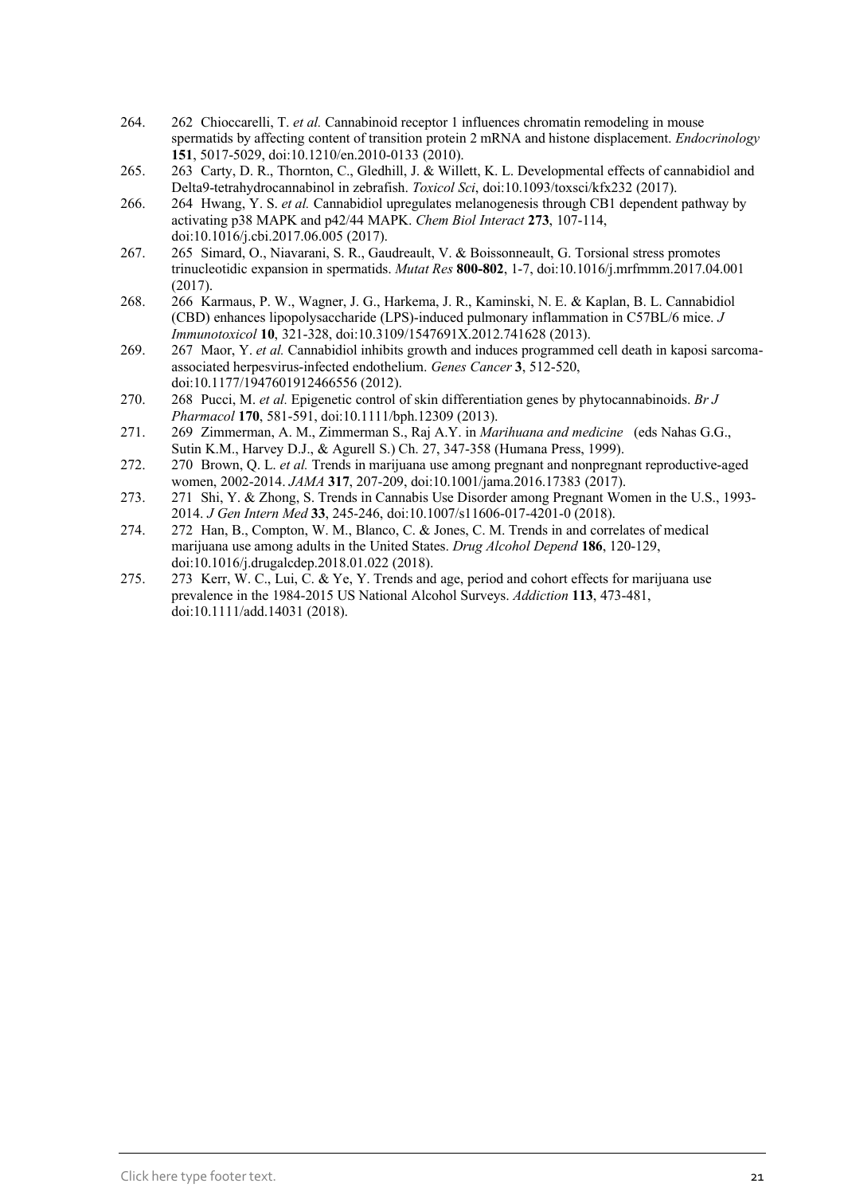264. 262 Chioccarelli, T. *et al.* Cannabinoid receptor 1 influences chromatin remodeling in mouse spermatids by affecting content of transition protein 2 mRNA and histone displacement. *Endocrinology* **151**, 5017-5029, doi:10.1210/en.2010-0133 (2010).

265. 263 Carty, D. R., Thornton, C., Gledhill, J. & Willett, K. L. Developmental effects of cannabidiol and Delta9-tetrahydrocannabinol in zebrafish. *Toxicol Sci*, doi:10.1093/toxsci/kfx232 (2017).

266. 264 Hwang, Y. S. *et al.* Cannabidiol upregulates melanogenesis through CB1 dependent pathway by activating p38 MAPK and p42/44 MAPK. *Chem Biol Interact* **273**, 107-114, doi:10.1016/j.cbi.2017.06.005 (2017).

267. 265 Simard, O., Niavarani, S. R., Gaudreault, V. & Boissonneault, G. Torsional stress promotes trinucleotidic expansion in spermatids. *Mutat Res* **800-802**, 1-7, doi:10.1016/j.mrfmmm.2017.04.001 (2017).

268. 266 Karmaus, P. W., Wagner, J. G., Harkema, J. R., Kaminski, N. E. & Kaplan, B. L. Cannabidiol (CBD) enhances lipopolysaccharide (LPS)-induced pulmonary inflammation in C57BL/6 mice. *J Immunotoxicol* **10**, 321-328, doi:10.3109/1547691X.2012.741628 (2013).

269. 267 Maor, Y. *et al.* Cannabidiol inhibits growth and induces programmed cell death in kaposi sarcoma-associated herpesvirus-infected endothelium. *Genes Cancer* **3**, 512-520, doi:10.1177/1947601912466556 (2012).

270. 268 Pucci, M. *et al.* Epigenetic control of skin differentiation genes by phytocannabinoids. *Br J Pharmacol* **170**, 581-591, doi:10.1111/bph.12309 (2013).

271. 269 Zimmerman, A. M., Zimmerman S., Raj A.Y. in *Marihuana and medicine* (eds Nahas G.G., Sutin K.M., Harvey D.J., & Agurell S.) Ch. 27, 347-358 (Humana Press, 1999).

272. 270 Brown, Q. L. *et al.* Trends in marijuana use among pregnant and nonpregnant reproductive-aged women, 2002-2014. *JAMA* **317**, 207-209, doi:10.1001/jama.2016.17383 (2017).

273. 271 Shi, Y. & Zhong, S. Trends in Cannabis Use Disorder among Pregnant Women in the U.S., 1993-2014. *J Gen Intern Med* **33**, 245-246, doi:10.1007/s11606-017-4201-0 (2018).

274. 272 Han, B., Compton, W. M., Blanco, C. & Jones, C. M. Trends in and correlates of medical marijuana use among adults in the United States. *Drug Alcohol Depend* **186**, 120-129, doi:10.1016/j.drugalcdep.2018.01.022 (2018).

275. 273 Kerr, W. C., Lui, C. & Ye, Y. Trends and age, period and cohort effects for marijuana use prevalence in the 1984-2015 US National Alcohol Surveys. *Addiction* **113**, 473-481, doi:10.1111/add.14031 (2018).